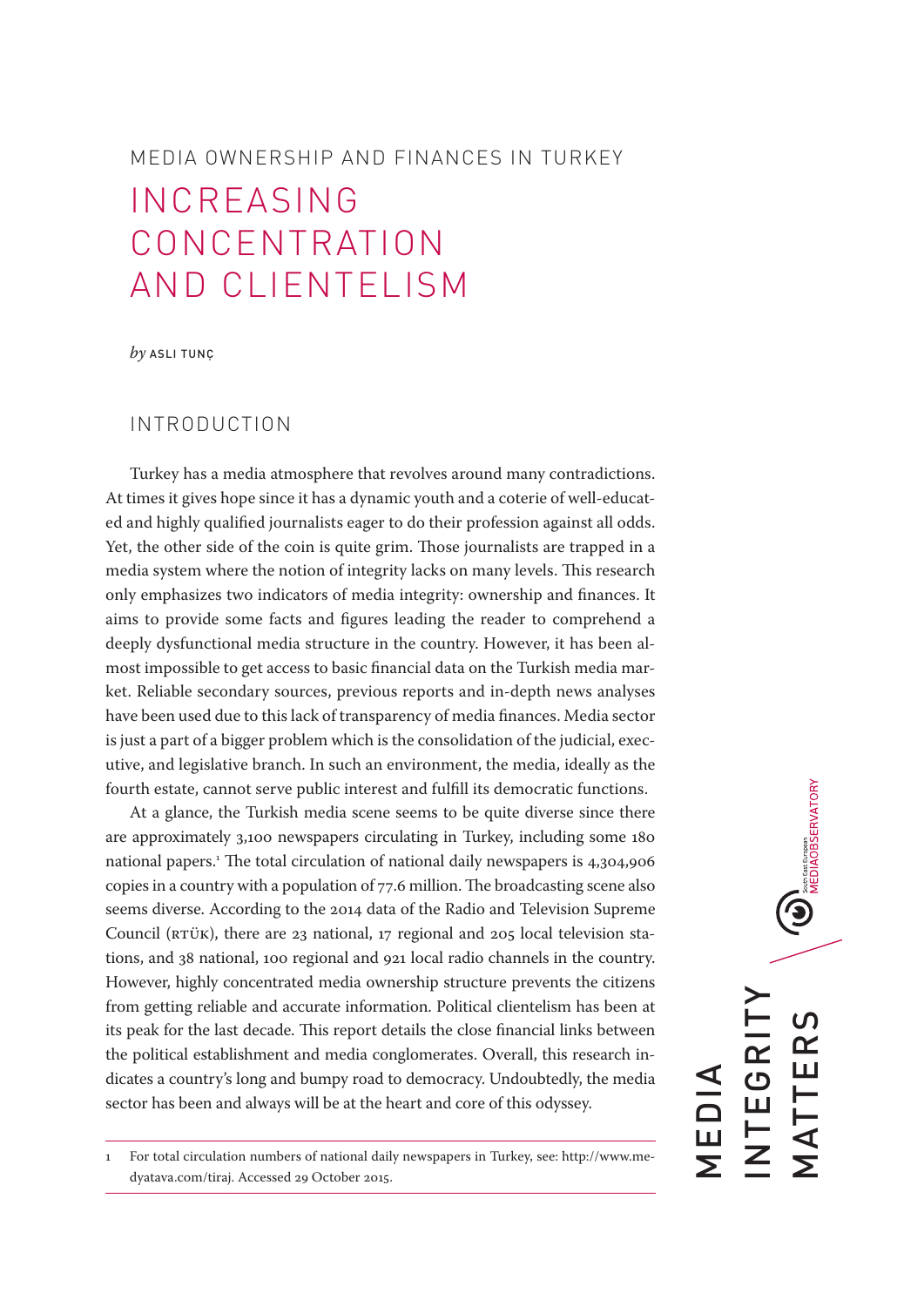MEDIA OWNERSHIP AND FINANCES IN TURKEY

# INCREASING CONCENTRATION AND CLIENTELISM

*by* ASLI TUNÇ

## INTRODUCTION

Turkey has a media atmosphere that revolves around many contradictions. At times it gives hope since it has a dynamic youth and a coterie of well-educated and highly qualified journalists eager to do their profession against all odds. Yet, the other side of the coin is quite grim. Those journalists are trapped in a media system where the notion of integrity lacks on many levels. This research only emphasizes two indicators of media integrity: ownership and finances. It aims to provide some facts and figures leading the reader to comprehend a deeply dysfunctional media structure in the country. However, it has been almost impossible to get access to basic financial data on the Turkish media market. Reliable secondary sources, previous reports and in-depth news analyses have been used due to this lack of transparency of media finances. Media sector is just a part of a bigger problem which is the consolidation of the judicial, executive, and legislative branch. In such an environment, the media, ideally as the fourth estate, cannot serve public interest and fulfill its democratic functions.

At a glance, the Turkish media scene seems to be quite diverse since there are approximately 3,100 newspapers circulating in Turkey, including some 180 national papers.[1] The total circulation of national daily newspapers is 4,304,906 copies in a country with a population of 77.6 million. The broadcasting scene also seems diverse. According to the 2014 data of the Radio and Television Supreme Council (RTÜK), there are 23 national, 17 regional and 205 local television stations, and 38 national, 100 regional and 921 local radio channels in the country. However, highly concentrated media ownership structure prevents the citizens from getting reliable and accurate information. Political clientelism has been at its peak for the last decade. This report details the close financial links between the political establishment and media conglomerates. Overall, this research indicates a country's long and bumpy road to democracy. Undoubtedly, the media sector has been and always will be at the heart and core of this odyssey.

---

1 For total circulation numbers of national daily newspapers in Turkey, see: http://www.medyatava.com/tiraj. Accessed 29 October 2015.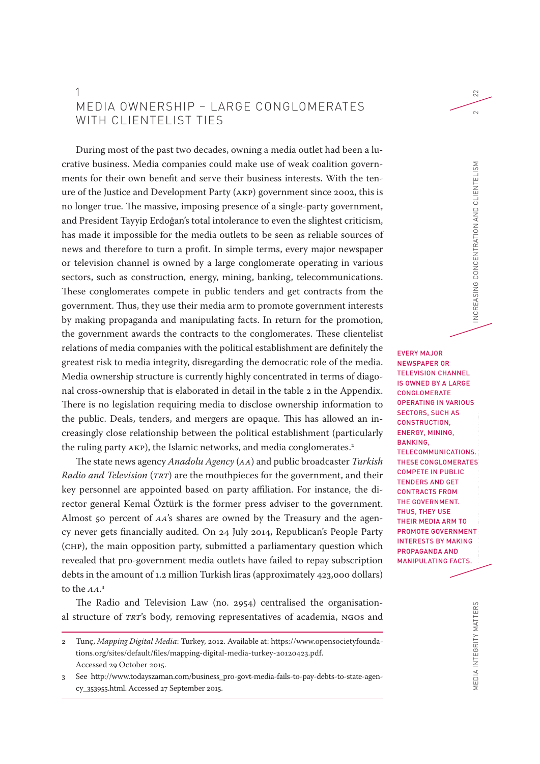## 1 MEDIA OWNERSHIP – LARGE CONGLOMERATES WITH CLIENTELIST TIES

During most of the past two decades, owning a media outlet had been a lucrative business. Media companies could make use of weak coalition governments for their own benefit and serve their business interests. With the tenure of the Justice and Development Party (AKP) government since 2002, this is no longer true. The massive, imposing presence of a single-party government, and President Tayyip Erdoğan's total intolerance to even the slightest criticism, has made it impossible for the media outlets to be seen as reliable sources of news and therefore to turn a profit. In simple terms, every major newspaper or television channel is owned by a large conglomerate operating in various sectors, such as construction, energy, mining, banking, telecommunications. These conglomerates compete in public tenders and get contracts from the government. Thus, they use their media arm to promote government interests by making propaganda and manipulating facts. In return for the promotion, the government awards the contracts to the conglomerates. These clientelist relations of media companies with the political establishment are definitely the greatest risk to media integrity, disregarding the democratic role of the media. Media ownership structure is currently highly concentrated in terms of diagonal cross-ownership that is elaborated in detail in the table 2 in the Appendix. There is no legislation requiring media to disclose ownership information to the public. Deals, tenders, and mergers are opaque. This has allowed an increasingly close relationship between the political establishment (particularly the ruling party AKP), the Islamic networks, and media conglomerates.[2]

**EVERY MAJOR NEWSPAPER OR TELEVISION CHANNEL IS OWNED BY A LARGE CONGLOMERATE OPERATING IN VARIOUS SECTORS, SUCH AS CONSTRUCTION, ENERGY, MINING, BANKING, TELECOMMUNICATIONS. THESE CONGLOMERATES COMPETE IN PUBLIC TENDERS AND GET CONTRACTS FROM THE GOVERNMENT. THUS, THEY USE THEIR MEDIA ARM TO PROMOTE GOVERNMENT INTERESTS BY MAKING PROPAGANDA AND MANIPULATING FACTS.**

The state news agency *Anadolu Agency* (*AA*) and public broadcaster *Turkish Radio and Television* (*TRT*) are the mouthpieces for the government, and their key personnel are appointed based on party affiliation. For instance, the director general Kemal Öztürk is the former press adviser to the government. Almost 50 percent of *AA*'s shares are owned by the Treasury and the agency never gets financially audited. On 24 July 2014, Republican's People Party (CHP), the main opposition party, submitted a parliamentary question which revealed that pro-government media outlets have failed to repay subscription debts in the amount of 1.2 million Turkish liras (approximately 423,000 dollars) to the *AA*.[3]

The Radio and Television Law (no. 2954) centralised the organisational structure of *TRT*'s body, removing representatives of academia, NGOs and

---

2 Tunç, *Mapping Digital Media*: Turkey, 2012. Available at: https://www.opensocietyfoundations.org/sites/default/files/mapping-digital-media-turkey-20120423.pdf. Accessed 29 October 2015.

3 See http://www.todayszaman.com/business_pro-govt-media-fails-to-pay-debts-to-state-agency_353955.html. Accessed 27 September 2015.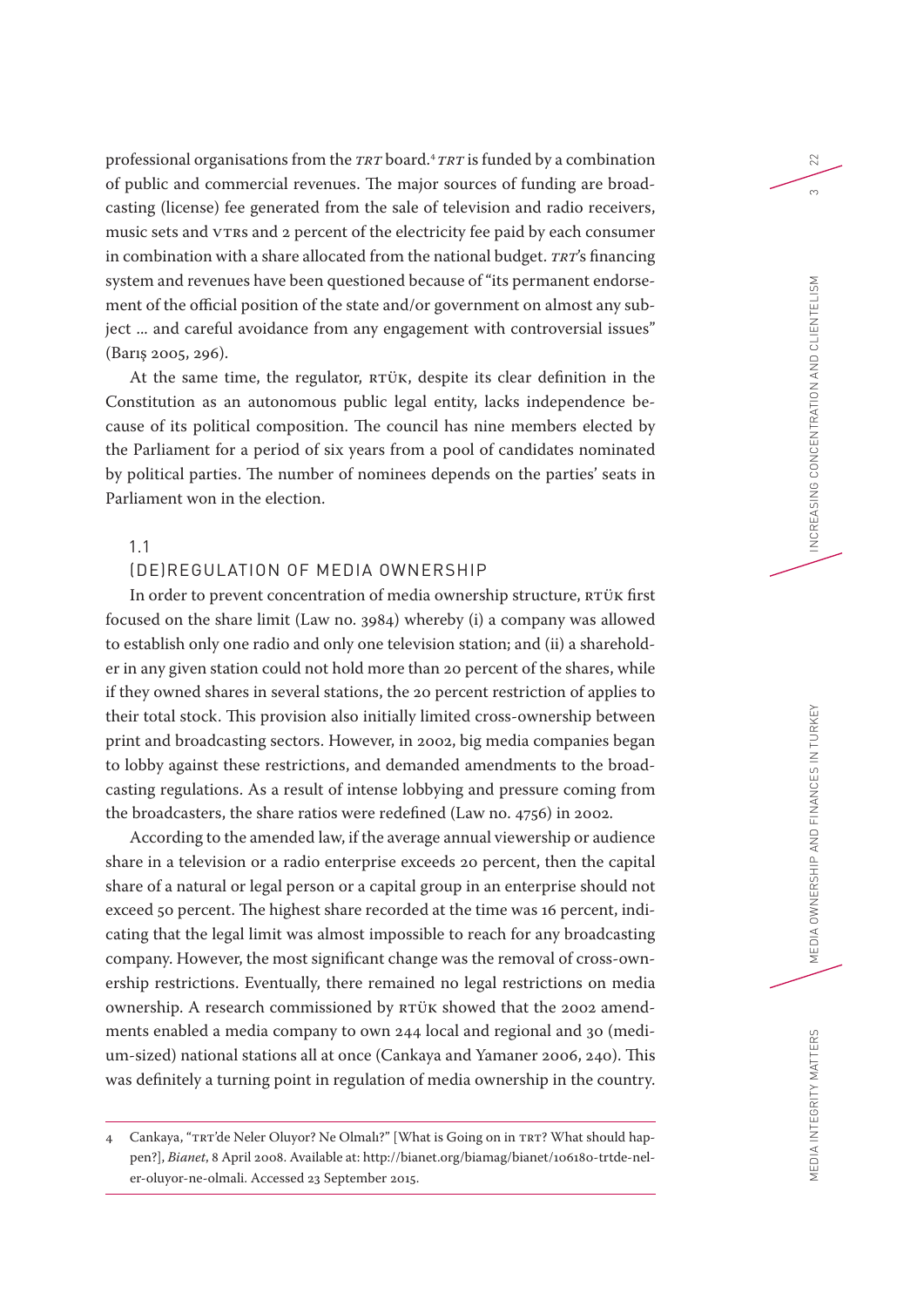professional organisations from the *TRT* board.[4] *TRT* is funded by a combination of public and commercial revenues. The major sources of funding are broadcasting (license) fee generated from the sale of television and radio receivers, music sets and VTRs and 2 percent of the electricity fee paid by each consumer in combination with a share allocated from the national budget. *TRT*'s financing system and revenues have been questioned because of "its permanent endorsement of the official position of the state and/or government on almost any subject … and careful avoidance from any engagement with controversial issues" (Barış 2005, 296).

At the same time, the regulator, RTÜK, despite its clear definition in the Constitution as an autonomous public legal entity, lacks independence because of its political composition. The council has nine members elected by the Parliament for a period of six years from a pool of candidates nominated by political parties. The number of nominees depends on the parties' seats in Parliament won in the election.

## 1.1 (DE)REGULATION OF MEDIA OWNERSHIP

In order to prevent concentration of media ownership structure, RTÜK first focused on the share limit (Law no. 3984) whereby (i) a company was allowed to establish only one radio and only one television station; and (ii) a shareholder in any given station could not hold more than 20 percent of the shares, while if they owned shares in several stations, the 20 percent restriction of applies to their total stock. This provision also initially limited cross-ownership between print and broadcasting sectors. However, in 2002, big media companies began to lobby against these restrictions, and demanded amendments to the broadcasting regulations. As a result of intense lobbying and pressure coming from the broadcasters, the share ratios were redefined (Law no. 4756) in 2002.

According to the amended law, if the average annual viewership or audience share in a television or a radio enterprise exceeds 20 percent, then the capital share of a natural or legal person or a capital group in an enterprise should not exceed 50 percent. The highest share recorded at the time was 16 percent, indicating that the legal limit was almost impossible to reach for any broadcasting company. However, the most significant change was the removal of cross-ownership restrictions. Eventually, there remained no legal restrictions on media ownership. A research commissioned by RTÜK showed that the 2002 amendments enabled a media company to own 244 local and regional and 30 (medium-sized) national stations all at once (Cankaya and Yamaner 2006, 240). This was definitely a turning point in regulation of media ownership in the country.

---

4 Cankaya, "TRT'de Neler Oluyor? Ne Olmalı?" [What is Going on in TRT? What should happen?], *Bianet*, 8 April 2008. Available at: http://bianet.org/biamag/bianet/106180-trtde-neler-oluyor-ne-olmali. Accessed 23 September 2015.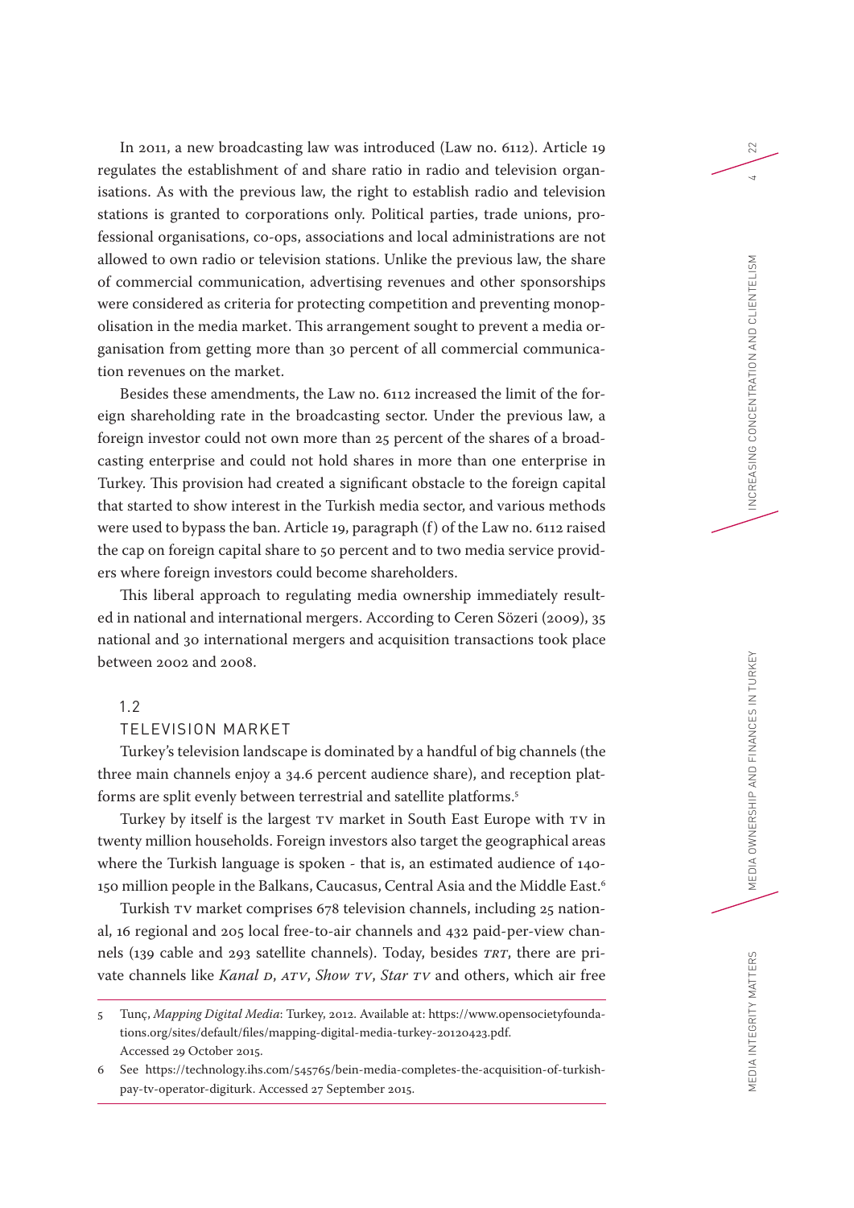In 2011, a new broadcasting law was introduced (Law no. 6112). Article 19 regulates the establishment of and share ratio in radio and television organisations. As with the previous law, the right to establish radio and television stations is granted to corporations only. Political parties, trade unions, professional organisations, co-ops, associations and local administrations are not allowed to own radio or television stations. Unlike the previous law, the share of commercial communication, advertising revenues and other sponsorships were considered as criteria for protecting competition and preventing monopolisation in the media market. This arrangement sought to prevent a media organisation from getting more than 30 percent of all commercial communication revenues on the market.

Besides these amendments, the Law no. 6112 increased the limit of the foreign shareholding rate in the broadcasting sector. Under the previous law, a foreign investor could not own more than 25 percent of the shares of a broadcasting enterprise and could not hold shares in more than one enterprise in Turkey. This provision had created a significant obstacle to the foreign capital that started to show interest in the Turkish media sector, and various methods were used to bypass the ban. Article 19, paragraph (f) of the Law no. 6112 raised the cap on foreign capital share to 50 percent and to two media service providers where foreign investors could become shareholders.

This liberal approach to regulating media ownership immediately resulted in national and international mergers. According to Ceren Sözeri (2009), 35 national and 30 international mergers and acquisition transactions took place between 2002 and 2008.

## 1.2 TELEVISION MARKET

Turkey's television landscape is dominated by a handful of big channels (the three main channels enjoy a 34.6 percent audience share), and reception platforms are split evenly between terrestrial and satellite platforms.[5]

Turkey by itself is the largest TV market in South East Europe with TV in twenty million households. Foreign investors also target the geographical areas where the Turkish language is spoken - that is, an estimated audience of 140-150 million people in the Balkans, Caucasus, Central Asia and the Middle East.[6]

Turkish TV market comprises 678 television channels, including 25 national, 16 regional and 205 local free-to-air channels and 432 paid-per-view channels (139 cable and 293 satellite channels). Today, besides *TRT*, there are private channels like *Kanal D*, *ATV*, *Show TV*, *Star TV* and others, which air free

---

5 Tunç, *Mapping Digital Media*: Turkey, 2012. Available at: https://www.opensocietyfoundations.org/sites/default/files/mapping-digital-media-turkey-20120423.pdf. Accessed 29 October 2015.

6 See https://technology.ihs.com/545765/bein-media-completes-the-acquisition-of-turkish-pay-tv-operator-digiturk. Accessed 27 September 2015.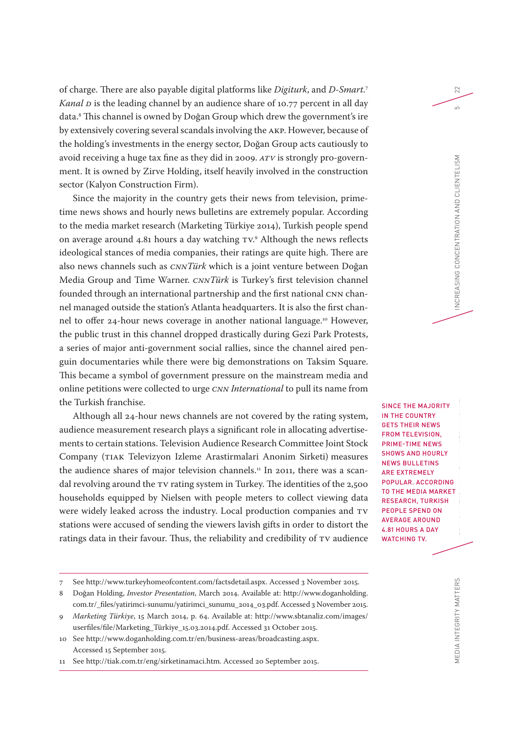of charge. There are also payable digital platforms like *Digiturk*, and *D-Smart*.[7] *Kanal D* is the leading channel by an audience share of 10.77 percent in all day data.[8] This channel is owned by Doğan Group which drew the government's ire by extensively covering several scandals involving the AKP. However, because of the holding's investments in the energy sector, Doğan Group acts cautiously to avoid receiving a huge tax fine as they did in 2009. *ATV* is strongly pro-government. It is owned by Zirve Holding, itself heavily involved in the construction sector (Kalyon Construction Firm).

Since the majority in the country gets their news from television, prime-time news shows and hourly news bulletins are extremely popular. According to the media market research (Marketing Türkiye 2014), Turkish people spend on average around 4.81 hours a day watching TV.[9] Although the news reflects ideological stances of media companies, their ratings are quite high. There are also news channels such as *CNNTürk* which is a joint venture between Doğan Media Group and Time Warner. *CNNTürk* is Turkey's first television channel founded through an international partnership and the first national CNN channel managed outside the station's Atlanta headquarters. It is also the first channel to offer 24-hour news coverage in another national language.[10] However, the public trust in this channel dropped drastically during Gezi Park Protests, a series of major anti-government social rallies, since the channel aired penguin documentaries while there were big demonstrations on Taksim Square. This became a symbol of government pressure on the mainstream media and online petitions were collected to urge *CNN International* to pull its name from the Turkish franchise.

Although all 24-hour news channels are not covered by the rating system, audience measurement research plays a significant role in allocating advertisements to certain stations. Television Audience Research Committee Joint Stock Company (TIAK Televizyon Izleme Arastirmalari Anonim Sirketi) measures the audience shares of major television channels.[11] In 2011, there was a scandal revolving around the TV rating system in Turkey. The identities of the 2,500 households equipped by Nielsen with people meters to collect viewing data were widely leaked across the industry. Local production companies and TV stations were accused of sending the viewers lavish gifts in order to distort the ratings data in their favour. Thus, the reliability and credibility of TV audience

**SINCE THE MAJORITY IN THE COUNTRY GETS THEIR NEWS FROM TELEVISION, PRIME-TIME NEWS SHOWS AND HOURLY NEWS BULLETINS ARE EXTREMELY POPULAR. ACCORDING TO THE MEDIA MARKET RESEARCH, TURKISH PEOPLE SPEND ON AVERAGE AROUND 4.81 HOURS A DAY WATCHING TV.**

---

7 See http://www.turkeyhomeofcontent.com/factsdetail.aspx. Accessed 3 November 2015.

8 Doğan Holding, *Investor Presentation*, March 2014. Available at: http://www.doganholding.com.tr/_files/yatirimci-sunumu/yatirimci_sunumu_2014_03.pdf. Accessed 3 November 2015.

9 *Marketing Türkiye*, 15 March 2014, p. 64. Available at: http://www.sbtanaliz.com/images/userfiles/file/Marketing_Türkiye_15.03.2014.pdf. Accessed 31 October 2015.

10 See http://www.doganholding.com.tr/en/business-areas/broadcasting.aspx. Accessed 15 September 2015.

11 See http://tiak.com.tr/eng/sirketinamaci.htm. Accessed 20 September 2015.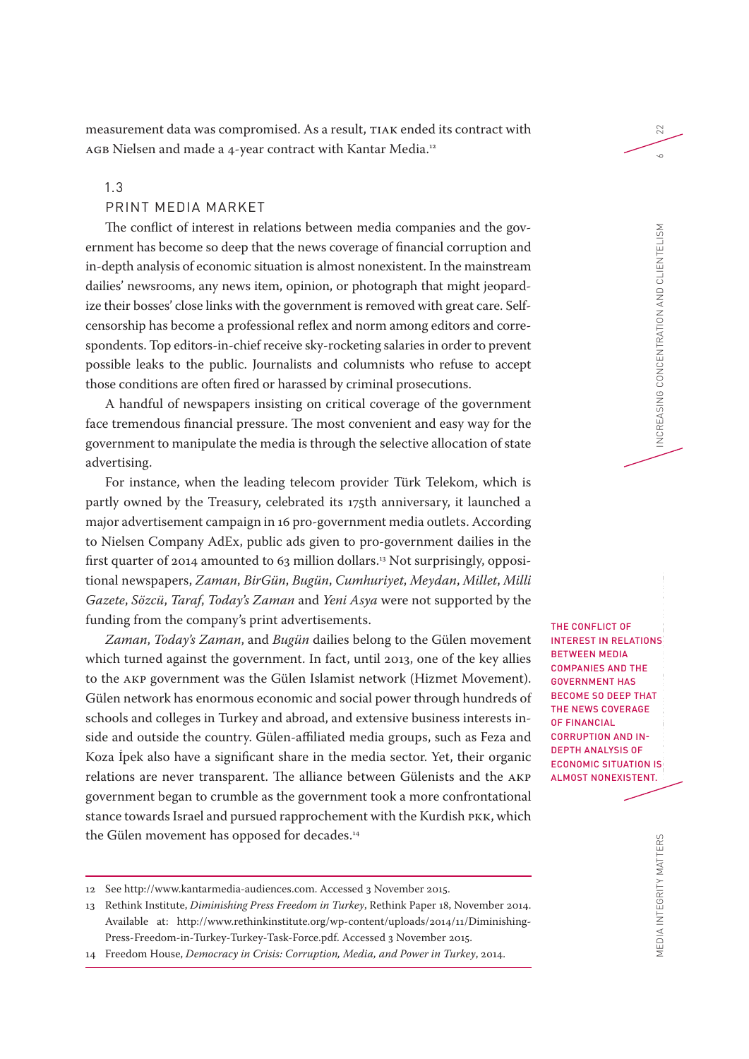measurement data was compromised. As a result, TIAK ended its contract with AGB Nielsen and made a 4-year contract with Kantar Media.[12]

## 1.3 PRINT MEDIA MARKET

The conflict of interest in relations between media companies and the government has become so deep that the news coverage of financial corruption and in-depth analysis of economic situation is almost nonexistent. In the mainstream dailies' newsrooms, any news item, opinion, or photograph that might jeopardize their bosses' close links with the government is removed with great care. Self-censorship has become a professional reflex and norm among editors and correspondents. Top editors-in-chief receive sky-rocketing salaries in order to prevent possible leaks to the public. Journalists and columnists who refuse to accept those conditions are often fired or harassed by criminal prosecutions.

A handful of newspapers insisting on critical coverage of the government face tremendous financial pressure. The most convenient and easy way for the government to manipulate the media is through the selective allocation of state advertising.

For instance, when the leading telecom provider Türk Telekom, which is partly owned by the Treasury, celebrated its 175th anniversary, it launched a major advertisement campaign in 16 pro-government media outlets. According to Nielsen Company AdEx, public ads given to pro-government dailies in the first quarter of 2014 amounted to 63 million dollars.[13] Not surprisingly, oppositional newspapers, *Zaman*, *BirGün*, *Bugün*, *Cumhuriyet*, *Meydan*, *Millet*, *Milli Gazete*, *Sözcü*, *Taraf*, *Today's Zaman* and *Yeni Asya* were not supported by the funding from the company's print advertisements.

*Zaman*, *Today's Zaman*, and *Bugün* dailies belong to the Gülen movement which turned against the government. In fact, until 2013, one of the key allies to the AKP government was the Gülen Islamist network (Hizmet Movement). Gülen network has enormous economic and social power through hundreds of schools and colleges in Turkey and abroad, and extensive business interests inside and outside the country. Gülen-affiliated media groups, such as Feza and Koza İpek also have a significant share in the media sector. Yet, their organic relations are never transparent. The alliance between Gülenists and the AKP government began to crumble as the government took a more confrontational stance towards Israel and pursued rapprochement with the Kurdish PKK, which the Gülen movement has opposed for decades.[14]

> THE CONFLICT OF INTEREST IN RELATIONS BETWEEN MEDIA COMPANIES AND THE GOVERNMENT HAS BECOME SO DEEP THAT THE NEWS COVERAGE OF FINANCIAL CORRUPTION AND IN-DEPTH ANALYSIS OF ECONOMIC SITUATION IS ALMOST NONEXISTENT.

---

12 See http://www.kantarmedia-audiences.com. Accessed 3 November 2015.

13 Rethink Institute, *Diminishing Press Freedom in Turkey*, Rethink Paper 18, November 2014. Available at: http://www.rethinkinstitute.org/wp-content/uploads/2014/11/Diminishing-Press-Freedom-in-Turkey-Turkey-Task-Force.pdf. Accessed 3 November 2015.

14 Freedom House, *Democracy in Crisis: Corruption, Media, and Power in Turkey*, 2014.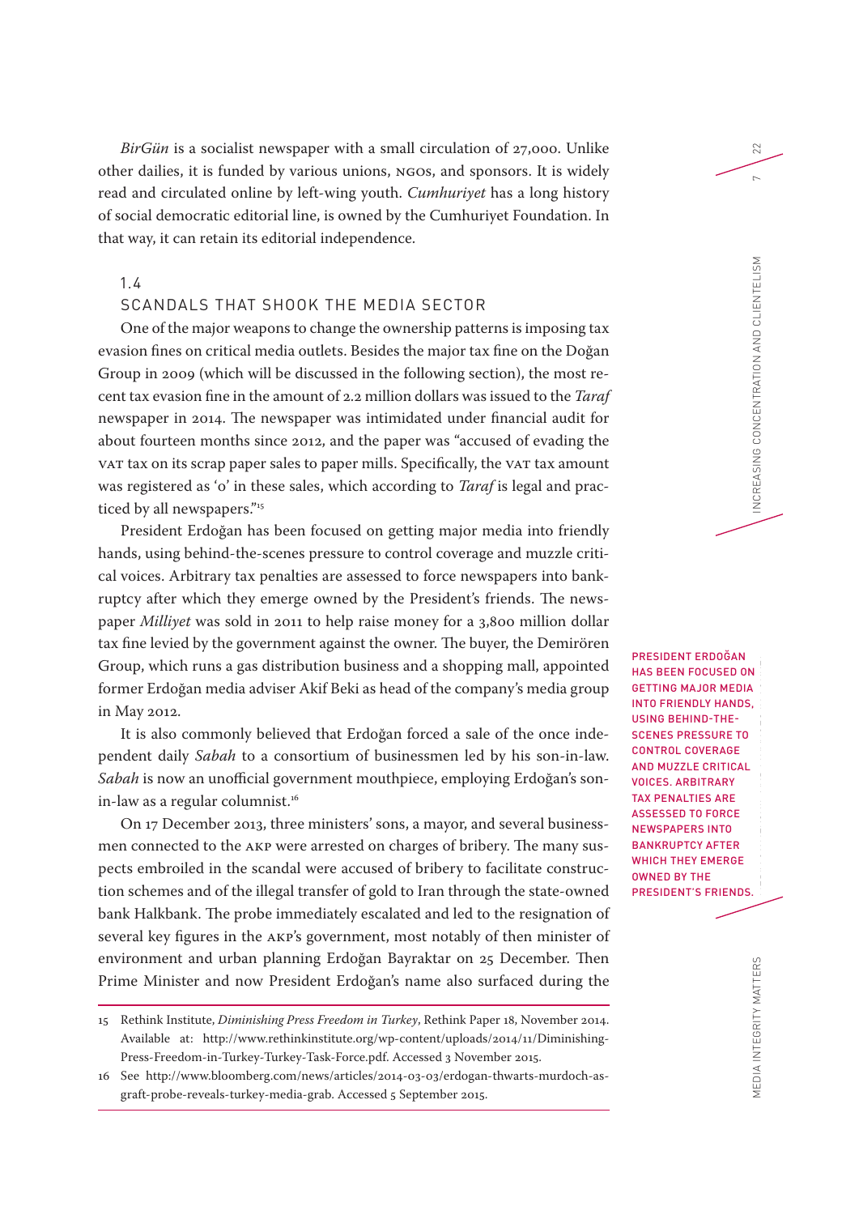*BirGün* is a socialist newspaper with a small circulation of 27,000. Unlike other dailies, it is funded by various unions, NGOs, and sponsors. It is widely read and circulated online by left-wing youth. *Cumhuriyet* has a long history of social democratic editorial line, is owned by the Cumhuriyet Foundation. In that way, it can retain its editorial independence.

## 1.4 SCANDALS THAT SHOOK THE MEDIA SECTOR

One of the major weapons to change the ownership patterns is imposing tax evasion fines on critical media outlets. Besides the major tax fine on the Doğan Group in 2009 (which will be discussed in the following section), the most recent tax evasion fine in the amount of 2.2 million dollars was issued to the *Taraf* newspaper in 2014. The newspaper was intimidated under financial audit for about fourteen months since 2012, and the paper was "accused of evading the VAT tax on its scrap paper sales to paper mills. Specifically, the VAT tax amount was registered as '0' in these sales, which according to *Taraf* is legal and practiced by all newspapers."[15]

President Erdoğan has been focused on getting major media into friendly hands, using behind-the-scenes pressure to control coverage and muzzle critical voices. Arbitrary tax penalties are assessed to force newspapers into bankruptcy after which they emerge owned by the President's friends. The newspaper *Milliyet* was sold in 2011 to help raise money for a 3,800 million dollar tax fine levied by the government against the owner. The buyer, the Demirören Group, which runs a gas distribution business and a shopping mall, appointed former Erdoğan media adviser Akif Beki as head of the company's media group in May 2012.

PRESIDENT ERDOĞAN HAS BEEN FOCUSED ON GETTING MAJOR MEDIA INTO FRIENDLY HANDS, USING BEHIND-THE-SCENES PRESSURE TO CONTROL COVERAGE AND MUZZLE CRITICAL VOICES. ARBITRARY TAX PENALTIES ARE ASSESSED TO FORCE NEWSPAPERS INTO BANKRUPTCY AFTER WHICH THEY EMERGE OWNED BY THE PRESIDENT'S FRIENDS.

It is also commonly believed that Erdoğan forced a sale of the once independent daily *Sabah* to a consortium of businessmen led by his son-in-law. *Sabah* is now an unofficial government mouthpiece, employing Erdoğan's son-in-law as a regular columnist.[16]

On 17 December 2013, three ministers' sons, a mayor, and several businessmen connected to the AKP were arrested on charges of bribery. The many suspects embroiled in the scandal were accused of bribery to facilitate construction schemes and of the illegal transfer of gold to Iran through the state-owned bank Halkbank. The probe immediately escalated and led to the resignation of several key figures in the AKP's government, most notably of then minister of environment and urban planning Erdoğan Bayraktar on 25 December. Then Prime Minister and now President Erdoğan's name also surfaced during the

---

15 Rethink Institute, *Diminishing Press Freedom in Turkey*, Rethink Paper 18, November 2014. Available at: http://www.rethinkinstitute.org/wp-content/uploads/2014/11/Diminishing-Press-Freedom-in-Turkey-Turkey-Task-Force.pdf. Accessed 3 November 2015.

16 See http://www.bloomberg.com/news/articles/2014-03-03/erdogan-thwarts-murdoch-as-graft-probe-reveals-turkey-media-grab. Accessed 5 September 2015.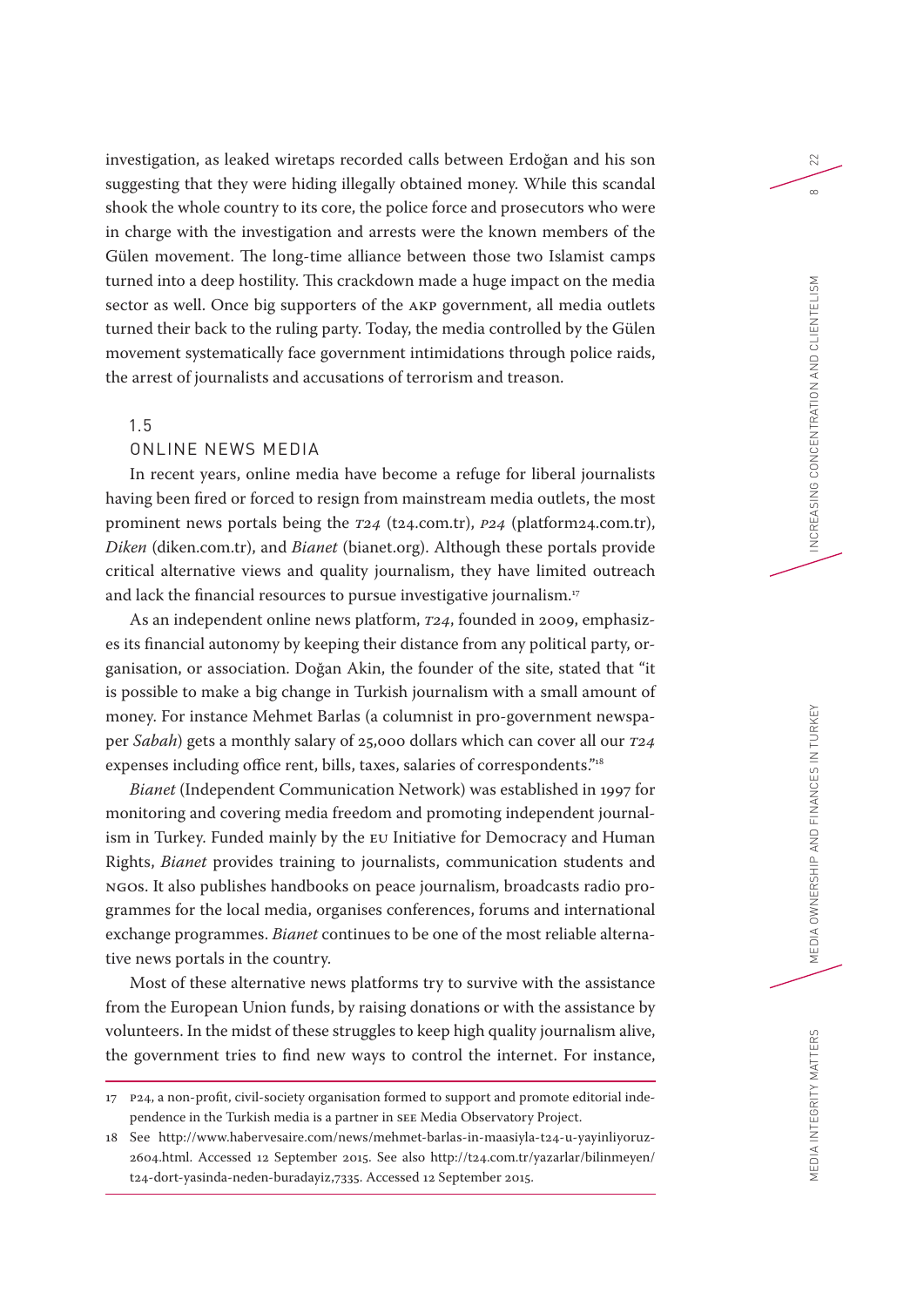investigation, as leaked wiretaps recorded calls between Erdoğan and his son suggesting that they were hiding illegally obtained money. While this scandal shook the whole country to its core, the police force and prosecutors who were in charge with the investigation and arrests were the known members of the Gülen movement. The long-time alliance between those two Islamist camps turned into a deep hostility. This crackdown made a huge impact on the media sector as well. Once big supporters of the AKP government, all media outlets turned their back to the ruling party. Today, the media controlled by the Gülen movement systematically face government intimidations through police raids, the arrest of journalists and accusations of terrorism and treason.

## 1.5 ONLINE NEWS MEDIA

In recent years, online media have become a refuge for liberal journalists having been fired or forced to resign from mainstream media outlets, the most prominent news portals being the *T24* (t24.com.tr), *P24* (platform24.com.tr), *Diken* (diken.com.tr), and *Bianet* (bianet.org). Although these portals provide critical alternative views and quality journalism, they have limited outreach and lack the financial resources to pursue investigative journalism.[17]

As an independent online news platform, *T24*, founded in 2009, emphasizes its financial autonomy by keeping their distance from any political party, organisation, or association. Doğan Akin, the founder of the site, stated that "it is possible to make a big change in Turkish journalism with a small amount of money. For instance Mehmet Barlas (a columnist in pro-government newspaper *Sabah*) gets a monthly salary of 25,000 dollars which can cover all our *T24* expenses including office rent, bills, taxes, salaries of correspondents."[18]

*Bianet* (Independent Communication Network) was established in 1997 for monitoring and covering media freedom and promoting independent journalism in Turkey. Funded mainly by the EU Initiative for Democracy and Human Rights, *Bianet* provides training to journalists, communication students and NGOs. It also publishes handbooks on peace journalism, broadcasts radio programmes for the local media, organises conferences, forums and international exchange programmes. *Bianet* continues to be one of the most reliable alternative news portals in the country.

Most of these alternative news platforms try to survive with the assistance from the European Union funds, by raising donations or with the assistance by volunteers. In the midst of these struggles to keep high quality journalism alive, the government tries to find new ways to control the internet. For instance,

---

17 P24, a non-profit, civil-society organisation formed to support and promote editorial independence in the Turkish media is a partner in SEE Media Observatory Project.

18 See http://www.habervesaire.com/news/mehmet-barlas-in-maasiyla-t24-u-yayinliyoruz-2604.html. Accessed 12 September 2015. See also http://t24.com.tr/yazarlar/bilinmeyen/t24-dort-yasinda-neden-buradayiz,7335. Accessed 12 September 2015.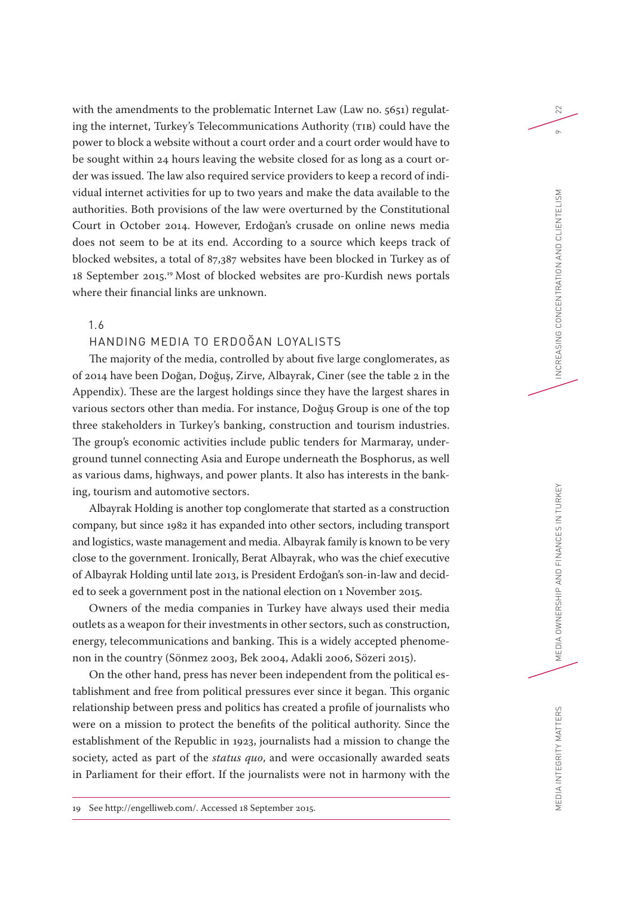with the amendments to the problematic Internet Law (Law no. 5651) regulating the internet, Turkey's Telecommunications Authority (TIB) could have the power to block a website without a court order and a court order would have to be sought within 24 hours leaving the website closed for as long as a court order was issued. The law also required service providers to keep a record of individual internet activities for up to two years and make the data available to the authorities. Both provisions of the law were overturned by the Constitutional Court in October 2014. However, Erdoğan's crusade on online news media does not seem to be at its end. According to a source which keeps track of blocked websites, a total of 87,387 websites have been blocked in Turkey as of 18 September 2015.[19] Most of blocked websites are pro-Kurdish news portals where their financial links are unknown.

## 1.6 HANDING MEDIA TO ERDOĞAN LOYALISTS

The majority of the media, controlled by about five large conglomerates, as of 2014 have been Doğan, Doğuş, Zirve, Albayrak, Ciner (see the table 2 in the Appendix). These are the largest holdings since they have the largest shares in various sectors other than media. For instance, Doğuş Group is one of the top three stakeholders in Turkey's banking, construction and tourism industries. The group's economic activities include public tenders for Marmaray, underground tunnel connecting Asia and Europe underneath the Bosphorus, as well as various dams, highways, and power plants. It also has interests in the banking, tourism and automotive sectors.

Albayrak Holding is another top conglomerate that started as a construction company, but since 1982 it has expanded into other sectors, including transport and logistics, waste management and media. Albayrak family is known to be very close to the government. Ironically, Berat Albayrak, who was the chief executive of Albayrak Holding until late 2013, is President Erdoğan's son-in-law and decided to seek a government post in the national election on 1 November 2015.

Owners of the media companies in Turkey have always used their media outlets as a weapon for their investments in other sectors, such as construction, energy, telecommunications and banking. This is a widely accepted phenomenon in the country (Sönmez 2003, Bek 2004, Adakli 2006, Sözeri 2015).

On the other hand, press has never been independent from the political establishment and free from political pressures ever since it began. This organic relationship between press and politics has created a profile of journalists who were on a mission to protect the benefits of the political authority. Since the establishment of the Republic in 1923, journalists had a mission to change the society, acted as part of the *status quo*, and were occasionally awarded seats in Parliament for their effort. If the journalists were not in harmony with the

---

19 See http://engelliweb.com/. Accessed 18 September 2015.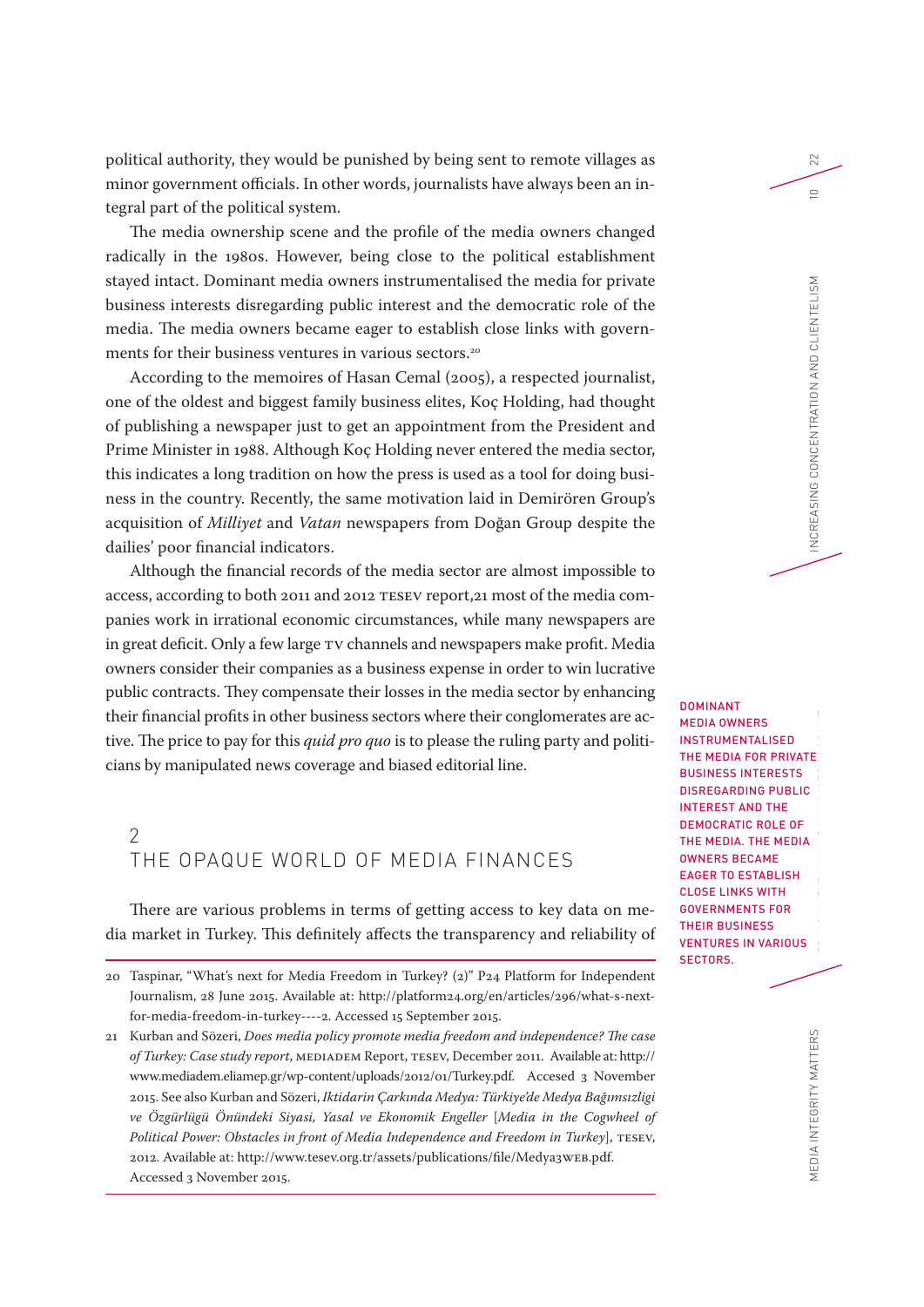political authority, they would be punished by being sent to remote villages as minor government officials. In other words, journalists have always been an integral part of the political system.

The media ownership scene and the profile of the media owners changed radically in the 1980s. However, being close to the political establishment stayed intact. Dominant media owners instrumentalised the media for private business interests disregarding public interest and the democratic role of the media. The media owners became eager to establish close links with governments for their business ventures in various sectors.[20]

According to the memoires of Hasan Cemal (2005), a respected journalist, one of the oldest and biggest family business elites, Koç Holding, had thought of publishing a newspaper just to get an appointment from the President and Prime Minister in 1988. Although Koç Holding never entered the media sector, this indicates a long tradition on how the press is used as a tool for doing business in the country. Recently, the same motivation laid in Demirören Group's acquisition of *Milliyet* and *Vatan* newspapers from Doğan Group despite the dailies' poor financial indicators.

Although the financial records of the media sector are almost impossible to access, according to both 2011 and 2012 TESEV report,21 most of the media companies work in irrational economic circumstances, while many newspapers are in great deficit. Only a few large TV channels and newspapers make profit. Media owners consider their companies as a business expense in order to win lucrative public contracts. They compensate their losses in the media sector by enhancing their financial profits in other business sectors where their conglomerates are active. The price to pay for this *quid pro quo* is to please the ruling party and politicians by manipulated news coverage and biased editorial line.

**DOMINANT MEDIA OWNERS INSTRUMENTALISED THE MEDIA FOR PRIVATE BUSINESS INTERESTS DISREGARDING PUBLIC INTEREST AND THE DEMOCRATIC ROLE OF THE MEDIA. THE MEDIA OWNERS BECAME EAGER TO ESTABLISH CLOSE LINKS WITH GOVERNMENTS FOR THEIR BUSINESS VENTURES IN VARIOUS SECTORS.**

## 2 THE OPAQUE WORLD OF MEDIA FINANCES

There are various problems in terms of getting access to key data on media market in Turkey. This definitely affects the transparency and reliability of

---

20 Taspinar, "What's next for Media Freedom in Turkey? (2)" P24 Platform for Independent Journalism, 28 June 2015. Available at: http://platform24.org/en/articles/296/what-s-next-for-media-freedom-in-turkey----2. Accessed 15 September 2015.

21 Kurban and Sözeri, *Does media policy promote media freedom and independence? The case of Turkey: Case study report*, MEDIADEM Report, TESEV, December 2011. Available at: http://www.mediadem.eliamep.gr/wp-content/uploads/2012/01/Turkey.pdf. Accesed 3 November 2015. See also Kurban and Sözeri, *Iktidarin Çarkında Medya: Türkiye'de Medya Bağımsızligi ve Özgürlügü Önündeki Siyasi, Yasal ve Ekonomik Engeller* [*Media in the Cogwheel of Political Power: Obstacles in front of Media Independence and Freedom in Turkey*], TESEV, 2012. Available at: http://www.tesev.org.tr/assets/publications/file/Medya3WEB.pdf. Accessed 3 November 2015.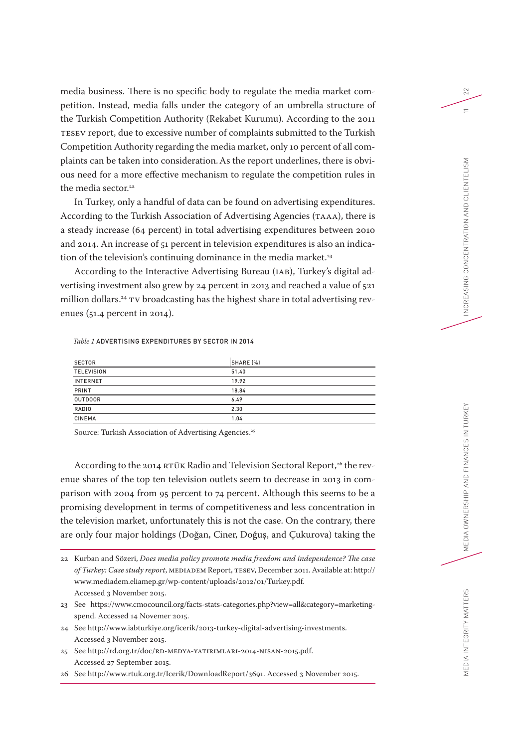media business. There is no specific body to regulate the media market competition. Instead, media falls under the category of an umbrella structure of the Turkish Competition Authority (Rekabet Kurumu). According to the 2011 TESEV report, due to excessive number of complaints submitted to the Turkish Competition Authority regarding the media market, only 10 percent of all complaints can be taken into consideration. As the report underlines, there is obvious need for a more effective mechanism to regulate the competition rules in the media sector.[22]

In Turkey, only a handful of data can be found on advertising expenditures. According to the Turkish Association of Advertising Agencies (TAAA), there is a steady increase (64 percent) in total advertising expenditures between 2010 and 2014. An increase of 51 percent in television expenditures is also an indication of the television's continuing dominance in the media market.[23]

According to the Interactive Advertising Bureau (IAB), Turkey's digital advertising investment also grew by 24 percent in 2013 and reached a value of 521 million dollars.[24] TV broadcasting has the highest share in total advertising revenues (51.4 percent in 2014).

*Table 1* ADVERTISING EXPENDITURES BY SECTOR IN 2014

| SECTOR | SHARE (%) |
|---|---|
| TELEVISION | 51.40 |
| INTERNET | 19.92 |
| PRINT | 18.84 |
| OUTDOOR | 6.49 |
| RADIO | 2.30 |
| CINEMA | 1.04 |

Source: Turkish Association of Advertising Agencies.[25]

According to the 2014 RTÜK Radio and Television Sectoral Report,[26] the revenue shares of the top ten television outlets seem to decrease in 2013 in comparison with 2004 from 95 percent to 74 percent. Although this seems to be a promising development in terms of competitiveness and less concentration in the television market, unfortunately this is not the case. On the contrary, there are only four major holdings (Doğan, Ciner, Doğuş, and Çukurova) taking the

---

22 Kurban and Sözeri, *Does media policy promote media freedom and independence? The case of Turkey: Case study report*, MEDIADEM Report, TESEV, December 2011. Available at: http://www.mediadem.eliamep.gr/wp-content/uploads/2012/01/Turkey.pdf. Accessed 3 November 2015.

23 See https://www.cmocouncil.org/facts-stats-categories.php?view=all&category=marketing-spend. Accessed 14 Novemer 2015.

24 See http://www.iabturkiye.org/icerik/2013-turkey-digital-advertising-investments. Accessed 3 November 2015.

25 See http://rd.org.tr/doc/RD-MEDYA-YATIRIMLARI-2014-NISAN-2015.pdf. Accessed 27 September 2015.

26 See http://www.rtuk.org.tr/Icerik/DownloadReport/3691. Accessed 3 November 2015.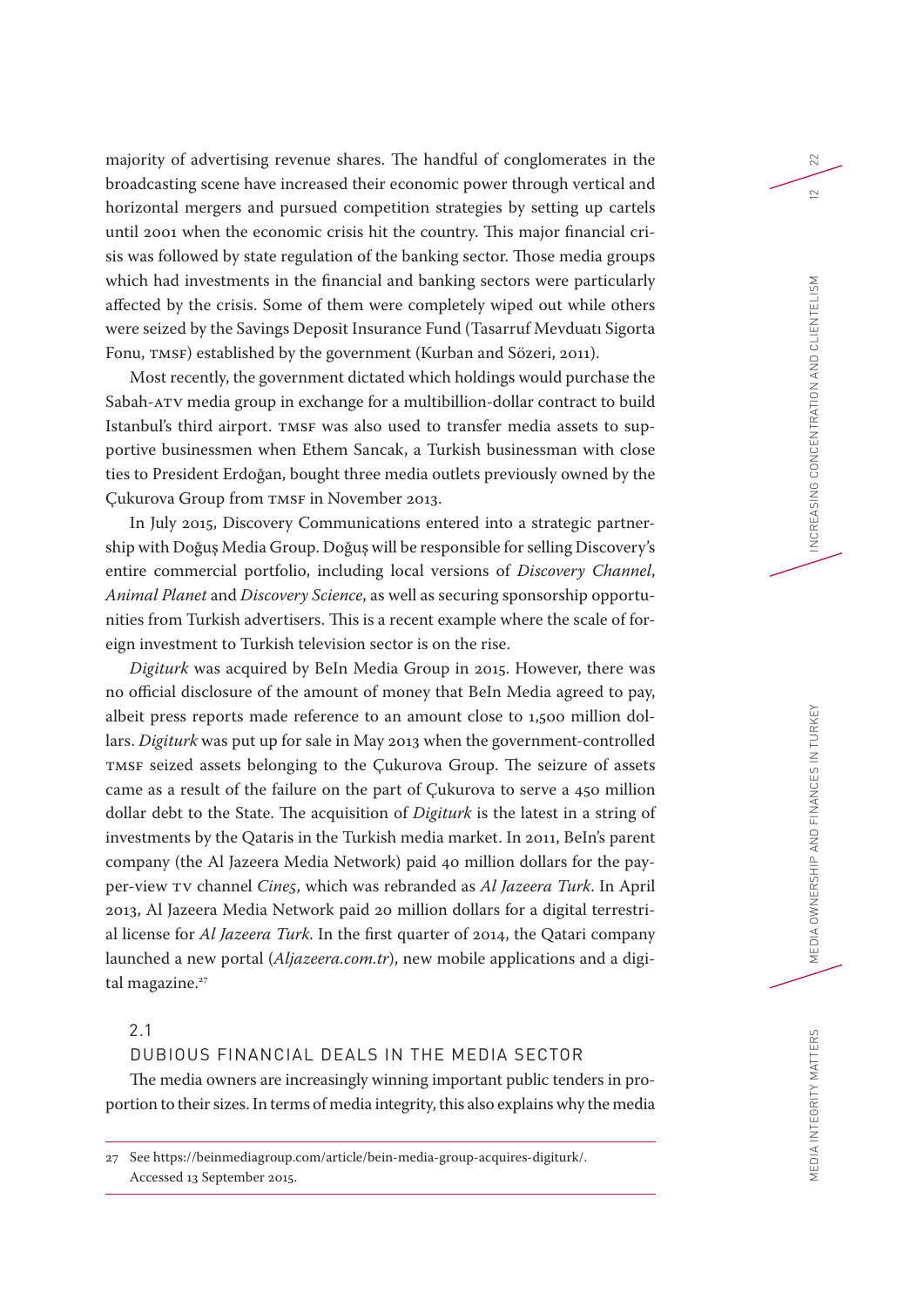majority of advertising revenue shares. The handful of conglomerates in the broadcasting scene have increased their economic power through vertical and horizontal mergers and pursued competition strategies by setting up cartels until 2001 when the economic crisis hit the country. This major financial crisis was followed by state regulation of the banking sector. Those media groups which had investments in the financial and banking sectors were particularly affected by the crisis. Some of them were completely wiped out while others were seized by the Savings Deposit Insurance Fund (Tasarruf Mevduatı Sigorta Fonu, TMSF) established by the government (Kurban and Sözeri, 2011).

Most recently, the government dictated which holdings would purchase the Sabah-ATV media group in exchange for a multibillion-dollar contract to build Istanbul's third airport. TMSF was also used to transfer media assets to supportive businessmen when Ethem Sancak, a Turkish businessman with close ties to President Erdoğan, bought three media outlets previously owned by the Çukurova Group from TMSF in November 2013.

In July 2015, Discovery Communications entered into a strategic partnership with Doğuş Media Group. Doğuş will be responsible for selling Discovery's entire commercial portfolio, including local versions of *Discovery Channel*, *Animal Planet* and *Discovery Science*, as well as securing sponsorship opportunities from Turkish advertisers. This is a recent example where the scale of foreign investment to Turkish television sector is on the rise.

*Digiturk* was acquired by BeIn Media Group in 2015. However, there was no official disclosure of the amount of money that BeIn Media agreed to pay, albeit press reports made reference to an amount close to 1,500 million dollars. *Digiturk* was put up for sale in May 2013 when the government-controlled TMSF seized assets belonging to the Çukurova Group. The seizure of assets came as a result of the failure on the part of Çukurova to serve a 450 million dollar debt to the State. The acquisition of *Digiturk* is the latest in a string of investments by the Qataris in the Turkish media market. In 2011, BeIn's parent company (the Al Jazeera Media Network) paid 40 million dollars for the pay-per-view TV channel *Cine5*, which was rebranded as *Al Jazeera Turk*. In April 2013, Al Jazeera Media Network paid 20 million dollars for a digital terrestrial license for *Al Jazeera Turk*. In the first quarter of 2014, the Qatari company launched a new portal (*Aljazeera.com.tr*), new mobile applications and a digital magazine.[27]

## 2.1 DUBIOUS FINANCIAL DEALS IN THE MEDIA SECTOR

The media owners are increasingly winning important public tenders in proportion to their sizes. In terms of media integrity, this also explains why the media

---

27 See https://beinmediagroup.com/article/bein-media-group-acquires-digiturk/. Accessed 13 September 2015.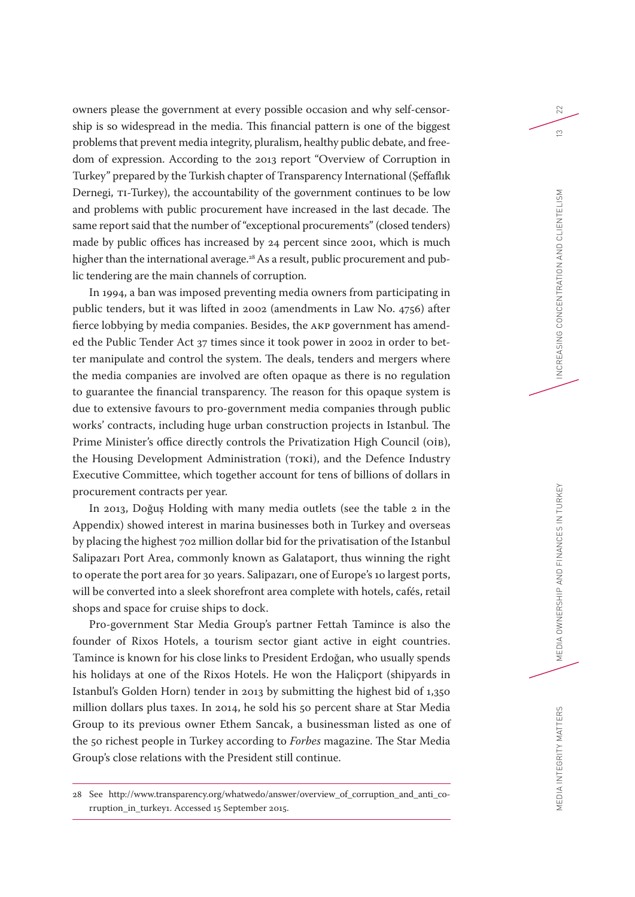owners please the government at every possible occasion and why self-censorship is so widespread in the media. This financial pattern is one of the biggest problems that prevent media integrity, pluralism, healthy public debate, and freedom of expression. According to the 2013 report "Overview of Corruption in Turkey" prepared by the Turkish chapter of Transparency International (Şeffaflık Dernegi, TI-Turkey), the accountability of the government continues to be low and problems with public procurement have increased in the last decade. The same report said that the number of "exceptional procurements" (closed tenders) made by public offices has increased by 24 percent since 2001, which is much higher than the international average.[28] As a result, public procurement and public tendering are the main channels of corruption.

In 1994, a ban was imposed preventing media owners from participating in public tenders, but it was lifted in 2002 (amendments in Law No. 4756) after fierce lobbying by media companies. Besides, the AKP government has amended the Public Tender Act 37 times since it took power in 2002 in order to better manipulate and control the system. The deals, tenders and mergers where the media companies are involved are often opaque as there is no regulation to guarantee the financial transparency. The reason for this opaque system is due to extensive favours to pro-government media companies through public works' contracts, including huge urban construction projects in Istanbul. The Prime Minister's office directly controls the Privatization High Council (OİB), the Housing Development Administration (TOKİ), and the Defence Industry Executive Committee, which together account for tens of billions of dollars in procurement contracts per year.

In 2013, Doğuş Holding with many media outlets (see the table 2 in the Appendix) showed interest in marina businesses both in Turkey and overseas by placing the highest 702 million dollar bid for the privatisation of the Istanbul Salipazarı Port Area, commonly known as Galataport, thus winning the right to operate the port area for 30 years. Salipazarı, one of Europe's 10 largest ports, will be converted into a sleek shorefront area complete with hotels, cafés, retail shops and space for cruise ships to dock.

Pro-government Star Media Group's partner Fettah Tamince is also the founder of Rixos Hotels, a tourism sector giant active in eight countries. Tamince is known for his close links to President Erdoğan, who usually spends his holidays at one of the Rixos Hotels. He won the Haliçport (shipyards in Istanbul's Golden Horn) tender in 2013 by submitting the highest bid of 1,350 million dollars plus taxes. In 2014, he sold his 50 percent share at Star Media Group to its previous owner Ethem Sancak, a businessman listed as one of the 50 richest people in Turkey according to *Forbes* magazine. The Star Media Group's close relations with the President still continue.

---

28 See http://www.transparency.org/whatwedo/answer/overview_of_corruption_and_anti_corruption_in_turkey1. Accessed 15 September 2015.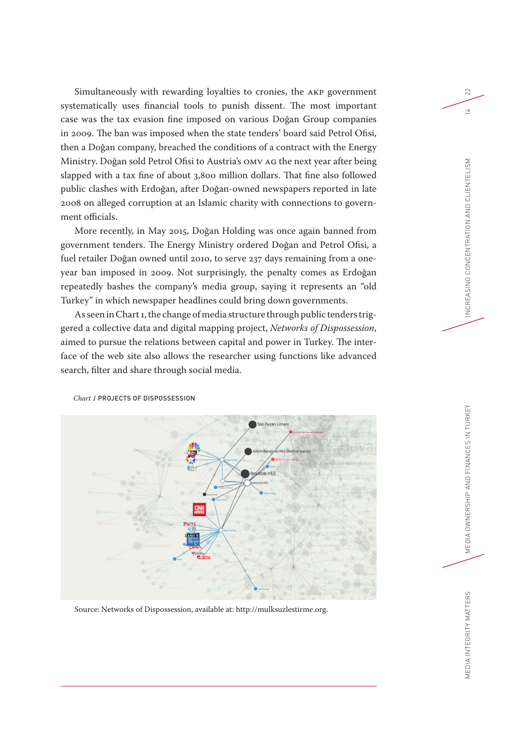Simultaneously with rewarding loyalties to cronies, the AKP government systematically uses financial tools to punish dissent. The most important case was the tax evasion fine imposed on various Doğan Group companies in 2009. The ban was imposed when the state tenders' board said Petrol Ofisi, then a Doğan company, breached the conditions of a contract with the Energy Ministry. Doğan sold Petrol Ofisi to Austria's OMV AG the next year after being slapped with a tax fine of about 3,800 million dollars. That fine also followed public clashes with Erdoğan, after Doğan-owned newspapers reported in late 2008 on alleged corruption at an Islamic charity with connections to government officials.

More recently, in May 2015, Doğan Holding was once again banned from government tenders. The Energy Ministry ordered Doğan and Petrol Ofisi, a fuel retailer Doğan owned until 2010, to serve 237 days remaining from a one-year ban imposed in 2009. Not surprisingly, the penalty comes as Erdoğan repeatedly bashes the company's media group, saying it represents an "old Turkey" in which newspaper headlines could bring down governments.

As seen in Chart 1, the change of media structure through public tenders triggered a collective data and digital mapping project, *Networks of Dispossession*, aimed to pursue the relations between capital and power in Turkey. The interface of the web site also allows the researcher using functions like advanced search, filter and share through social media.

*Chart 1* PROJECTS OF DISPOSSESSION

Source: Networks of Dispossession, available at: http://mulksuzlestirme.org.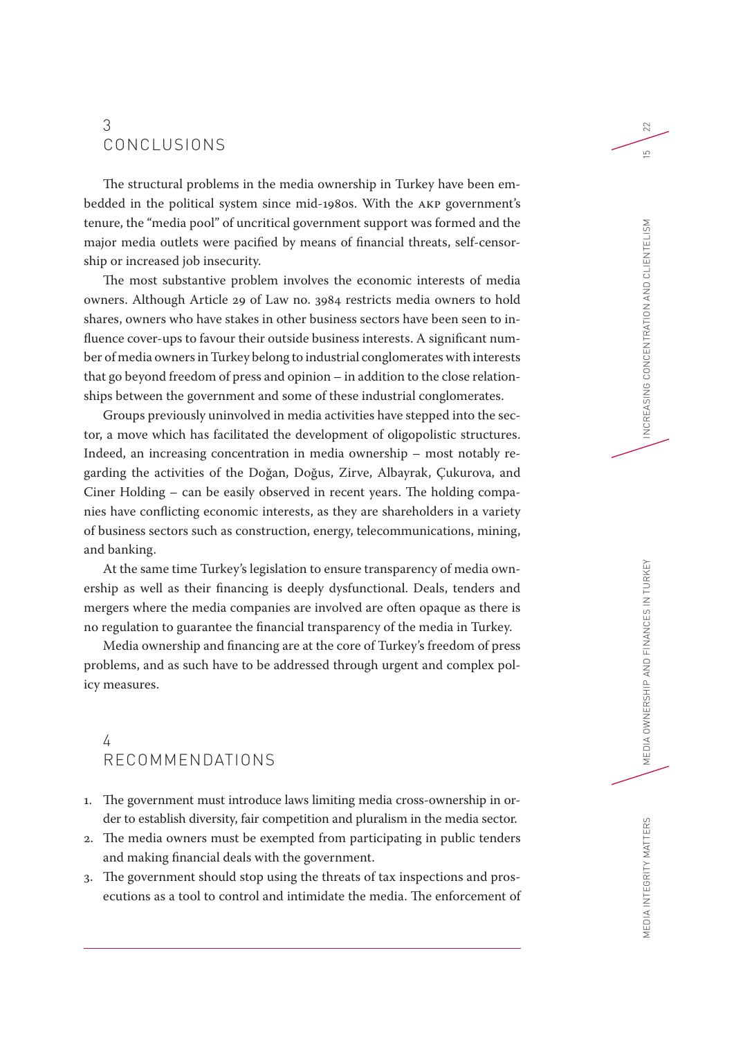## 3 CONCLUSIONS

The structural problems in the media ownership in Turkey have been embedded in the political system since mid-1980s. With the AKP government's tenure, the "media pool" of uncritical government support was formed and the major media outlets were pacified by means of financial threats, self-censorship or increased job insecurity.

The most substantive problem involves the economic interests of media owners. Although Article 29 of Law no. 3984 restricts media owners to hold shares, owners who have stakes in other business sectors have been seen to influence cover-ups to favour their outside business interests. A significant number of media owners in Turkey belong to industrial conglomerates with interests that go beyond freedom of press and opinion – in addition to the close relationships between the government and some of these industrial conglomerates.

Groups previously uninvolved in media activities have stepped into the sector, a move which has facilitated the development of oligopolistic structures. Indeed, an increasing concentration in media ownership – most notably regarding the activities of the Doğan, Doğuş, Zirve, Albayrak, Çukurova, and Ciner Holding – can be easily observed in recent years. The holding companies have conflicting economic interests, as they are shareholders in a variety of business sectors such as construction, energy, telecommunications, mining, and banking.

At the same time Turkey's legislation to ensure transparency of media ownership as well as their financing is deeply dysfunctional. Deals, tenders and mergers where the media companies are involved are often opaque as there is no regulation to guarantee the financial transparency of the media in Turkey.

Media ownership and financing are at the core of Turkey's freedom of press problems, and as such have to be addressed through urgent and complex policy measures.

## 4 RECOMMENDATIONS

1. The government must introduce laws limiting media cross-ownership in order to establish diversity, fair competition and pluralism in the media sector.
2. The media owners must be exempted from participating in public tenders and making financial deals with the government.
3. The government should stop using the threats of tax inspections and prosecutions as a tool to control and intimidate the media. The enforcement of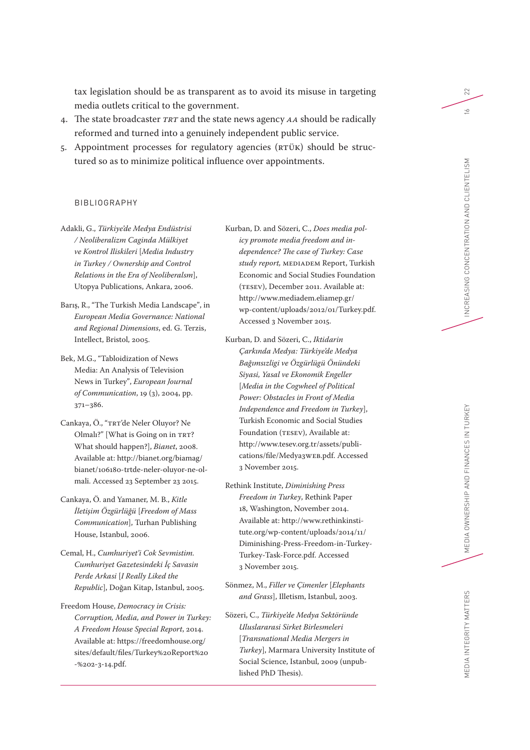tax legislation should be as transparent as to avoid its misuse in targeting media outlets critical to the government.

4. The state broadcaster *TRT* and the state news agency *AA* should be radically reformed and turned into a genuinely independent public service.
5. Appointment processes for regulatory agencies (RTÜK) should be structured so as to minimize political influence over appointments.

## BIBLIOGRAPHY

Adakli, G., *Türkiye'de Medya Endüstrisi / Neoliberalizm Caginda Mülkiyet ve Kontrol Iliskileri* [*Media Industry in Turkey / Ownership and Control Relations in the Era of Neoliberalsm*], Utopya Publications, Ankara, 2006.

Barış, R., "The Turkish Media Landscape", in *European Media Governance: National and Regional Dimensions*, ed. G. Terzis, Intellect, Bristol, 2005.

Bek, M.G., "Tabloidization of News Media: An Analysis of Television News in Turkey", *European Journal of Communication*, 19 (3), 2004, pp. 371–386.

Cankaya, Ö., "TRT'de Neler Oluyor? Ne Olmalı?" [What is Going on in TRT? What should happen?], *Bianet*, 2008. Available at: http://bianet.org/biamag/bianet/106180-trtde-neler-oluyor-ne-olmali. Accessed 23 September 23 2015.

Cankaya, Ö. and Yamaner, M. B., *Kitle İletişim Özgürlüğü* [*Freedom of Mass Communication*], Turhan Publishing House, Istanbul, 2006.

Cemal, H., *Cumhuriyet'i Cok Sevmistim. Cumhuriyet Gazetesindeki İç Savasin Perde Arkasi* [*I Really Liked the Republic*], Doğan Kitap, Istanbul, 2005.

Freedom House, *Democracy in Crisis: Corruption, Media, and Power in Turkey: A Freedom House Special Report*, 2014. Available at: https://freedomhouse.org/sites/default/files/Turkey%20Report%20-%202-3-14.pdf.

Kurban, D. and Sözeri, C., *Does media policy promote media freedom and independence? The case of Turkey: Case study report,* MEDIADEM Report, Turkish Economic and Social Studies Foundation (TESEV), December 2011. Available at: http://www.mediadem.eliamep.gr/wp-content/uploads/2012/01/Turkey.pdf. Accessed 3 November 2015.

Kurban, D. and Sözeri, C., *Iktidarin Çarkında Medya: Türkiye'de Medya Bağımsızligi ve Özgürlügü Önündeki Siyasi, Yasal ve Ekonomik Engeller* [*Media in the Cogwheel of Political Power: Obstacles in Front of Media Independence and Freedom in Turkey*], Turkish Economic and Social Studies Foundation (TESEV), Available at: http://www.tesev.org.tr/assets/publications/file/Medya3WEB.pdf. Accessed 3 November 2015.

Rethink Institute, *Diminishing Press Freedom in Turkey*, Rethink Paper 18, Washington, November 2014. Available at: http://www.rethinkinstitute.org/wp-content/uploads/2014/11/Diminishing-Press-Freedom-in-Turkey-Turkey-Task-Force.pdf. Accessed 3 November 2015.

Sönmez, M., *Filler ve Çimenler* [*Elephants and Grass*], Illetism, Istanbul, 2003.

Sözeri, C., *Türkiye'de Medya Sektöründe Uluslararasi Sirket Birlesmeleri* [*Transnational Media Mergers in Turkey*], Marmara University Institute of Social Science, Istanbul, 2009 (unpublished PhD Thesis).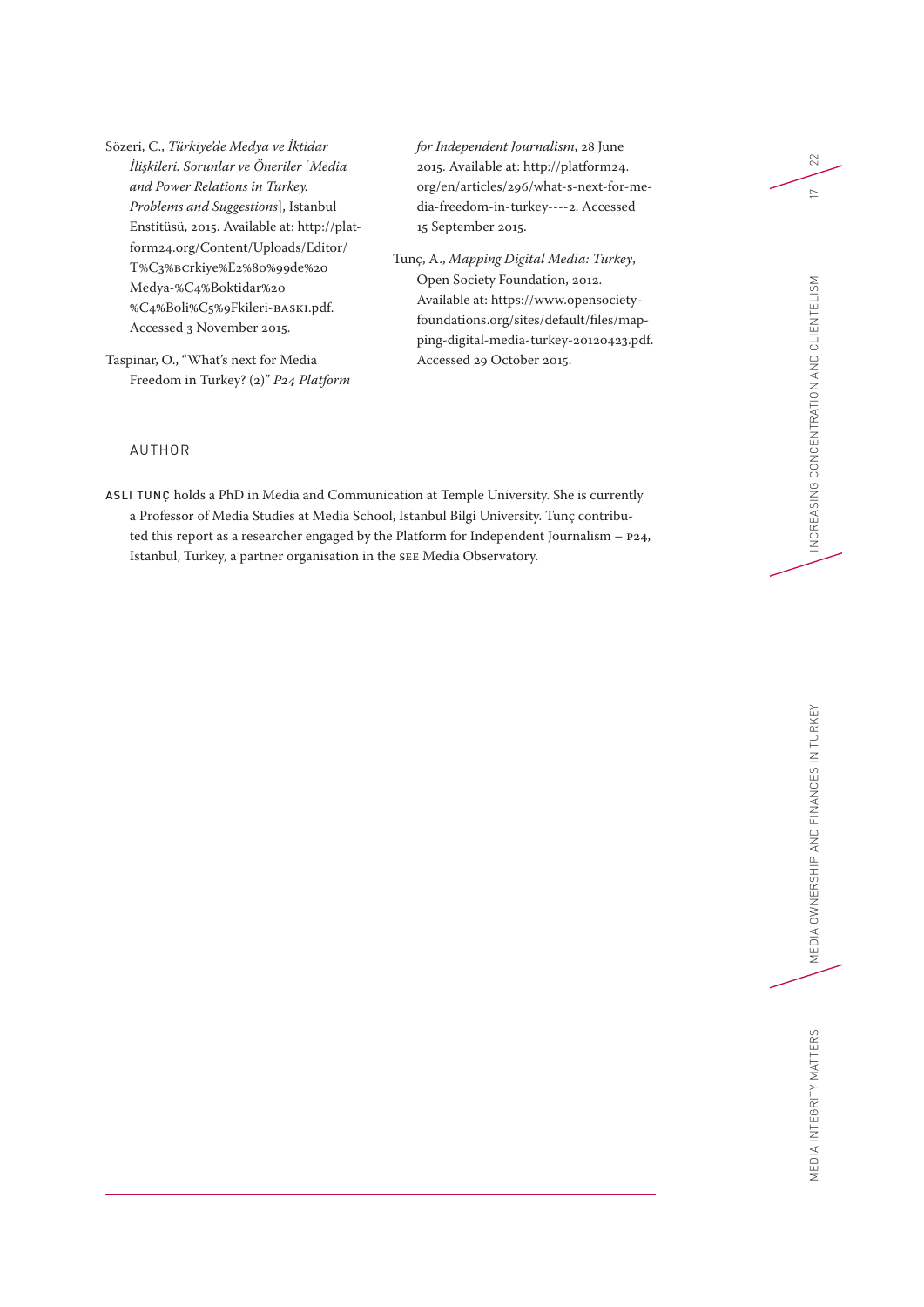Sözeri, C., *Türkiye'de Medya ve İktidar İlişkileri. Sorunlar ve Öneriler* [*Media and Power Relations in Turkey. Problems and Suggestions*], Istanbul Enstitüsü, 2015. Available at: http://platform24.org/Content/Uploads/Editor/T%C3%BCrkiye%E2%80%99de%20Medya-%C4%Boktidar%20%C4%Boli%C5%9Fkileri-BASKI.pdf. Accessed 3 November 2015.

Taspinar, O., "What's next for Media Freedom in Turkey? (2)" *P24 Platform for Independent Journalism*, 28 June 2015. Available at: http://platform24.org/en/articles/296/what-s-next-for-media-freedom-in-turkey----2. Accessed 15 September 2015.

Tunç, A., *Mapping Digital Media: Turkey*, Open Society Foundation, 2012. Available at: https://www.opensocietyfoundations.org/sites/default/files/mapping-digital-media-turkey-20120423.pdf. Accessed 29 October 2015.

## AUTHOR

**ASLI TUNÇ** holds a PhD in Media and Communication at Temple University. She is currently a Professor of Media Studies at Media School, Istanbul Bilgi University. Tunç contributed this report as a researcher engaged by the Platform for Independent Journalism – P24, Istanbul, Turkey, a partner organisation in the SEE Media Observatory.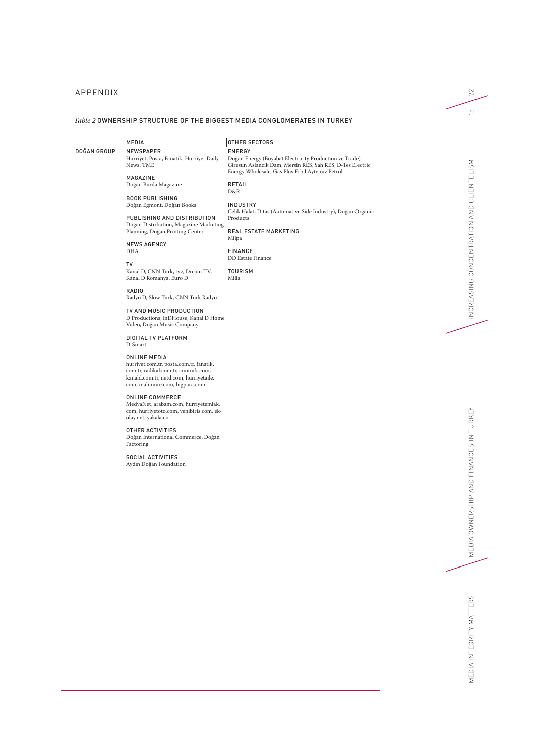## APPENDIX

*Table 2* OWNERSHIP STRUCTURE OF THE BIGGEST MEDIA CONGLOMERATES IN TURKEY

| | MEDIA | OTHER SECTORS |
|---|---|---|
| DOĞAN GROUP | NEWSPAPER<br>Hurriyet, Posta, Fanatik, Hurriyet Daily News, TME<br><br>MAGAZINE<br>Doğan Burda Magazine<br><br>BOOK PUBLISHING<br>Doğan Egmont, Doğan Books<br><br>PUBLISHING AND DISTRIBUTION<br>Doğan Distribution, Magazine Marketing Planning, Doğan Printing Center<br><br>NEWS AGENCY<br>DHA<br><br>TV<br>Kanal D, CNN Turk, tv2, Dream TV, Kanal D Romanya, Euro D<br><br>RADIO<br>Radyo D, Slow Turk, CNN Turk Radyo<br><br>TV AND MUSIC PRODUCTION<br>D Productions, InDHouse, Kanal D Home Video, Doğan Music Company<br><br>DIGITAL TV PLATFORM<br>D-Smart<br><br>ONLINE MEDIA<br>hurriyet.com.tr, posta.com.tr, fanatik.com.tr, radikal.com.tr, cnnturk.com, kanald.com.tr, netd.com, hurriyetaile.com, mahmure.com, bigpara.com<br><br>ONLINE COMMERCE<br>MedyaNet, arabam.com, hurriyetemlak.com, hurriyetoto.com, yenibiris.com, ek-olay.net, yakala.co<br><br>OTHER ACTIVITIES<br>Doğan International Commerce, Doğan Factoring<br><br>SOCIAL ACTIVITIES<br>Aydın Doğan Foundation | ENERGY<br>Doğan Energy (Boyabat Electricity Production ve Trade) Giresun Aslancik Dam, Mersin RES, Sah RES, D-Tes Electric Energy Wholesale, Gas Plus Erbil Aytemiz Petrol<br><br>RETAIL<br>D&R<br><br>INDUSTRY<br>Celik Halat, Ditas (Automative Side Industry), Doğan Organic Products<br><br>REAL ESTATE MARKETING<br>Milpa<br><br>FINANCE<br>DD Estate Finance<br><br>TOURISM<br>Milla |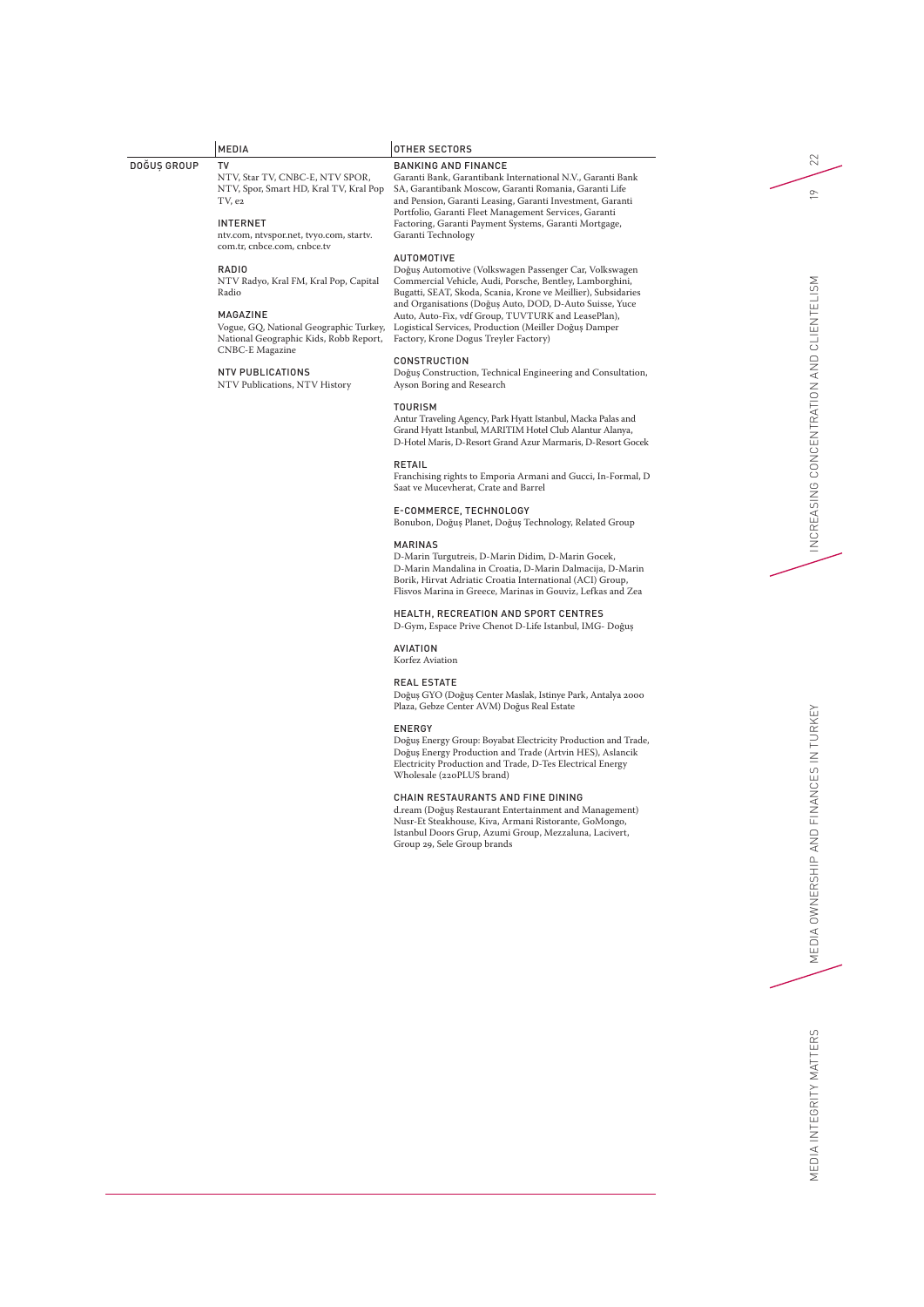| | MEDIA | OTHER SECTORS |
|---|---|---|
| DOĞUŞ GROUP | **TV**<br>NTV, Star TV, CNBC-E, NTV SPOR, NTV, Spor, Smart HD, Kral TV, Kral Pop TV, e2<br><br>**INTERNET**<br>ntv.com, ntvspor.net, tvyo.com, startv.com.tr, cnbce.com, cnbce.tv<br><br>**RADIO**<br>NTV Radyo, Kral FM, Kral Pop, Capital Radio<br><br>**MAGAZINE**<br>Vogue, GQ, National Geographic Turkey, National Geographic Kids, Robb Report, CNBC-E Magazine<br><br>**NTV PUBLICATIONS**<br>NTV Publications, NTV History | **BANKING AND FINANCE**<br>Garanti Bank, Garantibank International N.V., Garanti Bank SA, Garantibank Moscow, Garanti Romania, Garanti Life and Pension, Garanti Leasing, Garanti Investment, Garanti Portfolio, Garanti Fleet Management Services, Garanti Factoring, Garanti Payment Systems, Garanti Mortgage, Garanti Technology<br><br>**AUTOMOTIVE**<br>Doğuş Automotive (Volkswagen Passenger Car, Volkswagen Commercial Vehicle, Audi, Porsche, Bentley, Lamborghini, Bugatti, SEAT, Skoda, Scania, Krone ve Meillier), Subsidaries and Organisations (Doğuş Auto, DOD, D-Auto Suisse, Yuce Auto, Auto-Fix, vdf Group, TUVTURK and LeasePlan), Logistical Services, Production (Meiller Doğuş Damper Factory, Krone Dogus Treyler Factory)<br><br>**CONSTRUCTION**<br>Doğuş Construction, Technical Engineering and Consultation, Ayson Boring and Research<br><br>**TOURISM**<br>Antur Traveling Agency, Park Hyatt Istanbul, Macka Palas and Grand Hyatt Istanbul, MARITIM Hotel Club Alantur Alanya, D-Hotel Maris, D-Resort Grand Azur Marmaris, D-Resort Gocek<br><br>**RETAIL**<br>Franchising rights to Emporia Armani and Gucci, In-Formal, D Saat ve Mucevherat, Crate and Barrel<br><br>**E-COMMERCE, TECHNOLOGY**<br>Bonubon, Doğuş Planet, Doğuş Technology, Related Group<br><br>**MARINAS**<br>D-Marin Turgutreis, D-Marin Didim, D-Marin Gocek, D-Marin Mandalina in Croatia, D-Marin Dalmacija, D-Marin Borik, Hirvat Adriatic Croatia International (ACI) Group, Flisvos Marina in Greece, Marinas in Gouviz, Lefkas and Zea<br><br>**HEALTH, RECREATION AND SPORT CENTRES**<br>D-Gym, Espace Prive Chenot D-Life Istanbul, IMG- Doğuş<br><br>**AVIATION**<br>Korfez Aviation<br><br>**REAL ESTATE**<br>Doğuş GYO (Doğuş Center Maslak, Istinye Park, Antalya 2000 Plaza, Gebze Center AVM) Doğus Real Estate<br><br>**ENERGY**<br>Doğuş Energy Group: Boyabat Electricity Production and Trade, Doğuş Energy Production and Trade (Artvin HES), Aslancik Electricity Production and Trade, D-Tes Electrical Energy Wholesale (220PLUS brand)<br><br>**CHAIN RESTAURANTS AND FINE DINING**<br>d.ream (Doğuş Restaurant Entertainment and Management) Nusr-Et Steakhouse, Kiva, Armani Ristorante, GoMongo, Istanbul Doors Grup, Azumi Group, Mezzaluna, Lacivert, Group 29, Sele Group brands |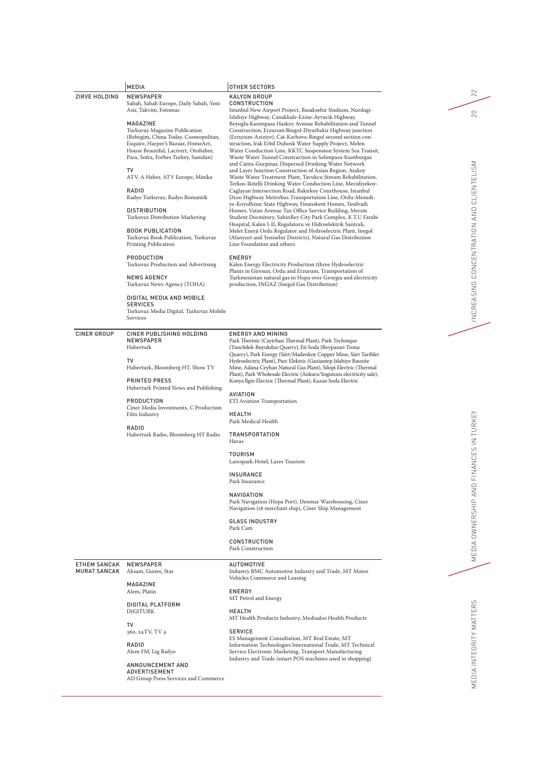| | MEDIA | OTHER SECTORS |
|---|---|---|
| ZIRVE HOLDING | **NEWSPAPER**<br>Sabah, Sabah Europe, Daily Sabah, Yeni Asir, Takvim, Fotomac<br><br>**MAGAZINE**<br>Turkuvaz Magazine Publication (Bebegim, China Today, Cosmopolitan, Esquire, Harper's Bazaar, HomeArt, House Beautiful, Lacivert, Otohaber, Para, Sofra, Forbes Turkey, Samdan)<br><br>**TV**<br>ATV, A Haber, ATV Europe, Minika<br><br>**RADIO**<br>Radyo Turkuvaz, Radyo Romantik<br><br>**DISTRIBUTION**<br>Turkuvaz Distribution Marketing<br><br>**BOOK PUBLICATION**<br>Turkuvaz Book Publication, Turkuvaz Printing Publication<br><br>**PRODUCTION**<br>Turkuvaz Production and Advertising<br><br>**NEWS AGENCY**<br>Turkuvaz News Agency (TOHA)<br><br>**DIGITAL MEDIA AND MOBILE SERVICES**<br>Turkuvaz Media Digital, Turkuvaz Mobile Services | **KALYON GROUP**<br>**CONSTRUCTION**<br>Istanbul New Airport Project, Basaksehir Stadium, Nurdagi-Islahiye Highway, Canakkale-Ezine-Ayvacik Highway, Beyoglu-Kasimpasa Haskoy Avenue Rehabilitation and Tunnel Construction, Erzurum-Bingol-Diyarbakir Highway junction (Erzurum-Aziziye), Cat-Karhova-Bingol second section construction, Irak Erbil Duhosk Water Supply Project, Melen Water Conduction Line, KKTC Suspension System Sea Transit, Waste Water Tunnel Construction in Selimpasa-Kumburgaz and Canta-Gurpinar, Dispersed Drinking Water Network and Layer Junction Construction of Asian Region, Atakoy Waste Water Treatment Plant, Tavukcu Stream Rehabilitation, Terkos-Ikitelli Drinking Water Conduction Line, Mecidiyekoy-Caglayan Intersection Road, Bakirkoy Courthouse, Istanbul D100 Highway Metrobus Transportation Line, Ordu-Mesudiye-Koyulhisar State Highway, Finanskent Homes, Yesilvadi Homes, Vatan Avenue Tax Office Service Building, Mersin Student Dormitory, SahinBey City Park Complex, K.T.U Farabi Hospital, Kalen I-II, Regulatoru ve Hidroelektrik Santrali, Melet Enerji Ordu Regulator and Hydroelectric Plant, Inegol (Alanyurt and Yenisehir Districts), Natural Gas Distribution Line Foundation and others.<br><br>**ENERGY**<br>Kalen Energy Electricity Production (three Hydroelectric Plants in Giresun, Ordu and Erzurum, Transportation of Turkmenistan natural gas to Hopa over Georgia and electricity production, INGAZ (Inegol Gas Distribution) |
| CINER GROUP | **CINER PUBLISHING HOLDING**<br>**NEWSPAPER**<br>Haberturk<br><br>**TV**<br>Haberturk, Bloomberg HT, Show TV<br><br>**PRINTED PRESS**<br>Haberturk Printed News and Publishing<br><br>**PRODUCTION**<br>Ciner Media Investments, C Production Film Industry<br><br>**RADIO**<br>Haberturk Radio, Bloomberg HT Radio | **ENERGY AND MINING**<br>Park Thermic (Cayirhan Thermal Plant), Park Technique (Tuncbilek-Buyukduz Quarry), Eti Soda (Beypazari Trona Quarry), Park Energy (Siirt/Madenkoy Copper Mine, Siirt Tarihler Hydroelectric Plant), Parc Elektric (Gaziantep Islahiye Bauxite Mine, Adana Ceyhan Natural Gas Plant), Silopi Electric (Thermal Plant), Park Wholesale Electric (Ankara/Sogutozu electricity sale), Konya Ilgin Electric (Thermal Plant), Kazan Soda Electric<br><br>**AVIATION**<br>ETI Aviation Transportation<br><br>**HEALTH**<br>Park Medical Health<br><br>**TRANSPORTATION**<br>Havas<br><br>**TOURISM**<br>Larespark-Hotel, Lares Tourism<br><br>**INSURANCE**<br>Park Insurance<br><br>**NAVIGATION**<br>Park Navigation (Hopa Port), Denmar Warehousing, Ciner Navigation (18 merchant ship), Ciner Ship Management<br><br>**GLASS INDUSTRY**<br>Park Cam<br><br>**CONSTRUCTION**<br>Park Construction |
| ETHEM SANCAK<br>MURAT SANCAK | **NEWSPAPER**<br>Aksam, Gunes, Star<br><br>**MAGAZINE**<br>Alem, Platin<br><br>**DIGITAL PLATFORM**<br>DIGITURK<br><br>**TV**<br>360, 24TV, TV 4<br><br>**RADIO**<br>Alem FM, Lig Radyo<br><br>**ANNOUNCEMENT AND ADVERTISEMENT**<br>AD Group Press Services and Commerce | **AUTOMOTIVE**<br>Industry BMC Automotive Industry and Trade, MT Motor Vehicles Commerce and Leasing<br><br>**ENERGY**<br>MT Petrol and Energy<br><br>**HEALTH**<br>MT Health Products Industry, Medisalus Health Products<br><br>**SERVICE**<br>ES Management Consultation, MT Real Estate, MT Information Technologies International Trade, MT Technical Service Electronic Marketing, Transport Manufacturing Industry and Trade (smart POS machines used in shopping) |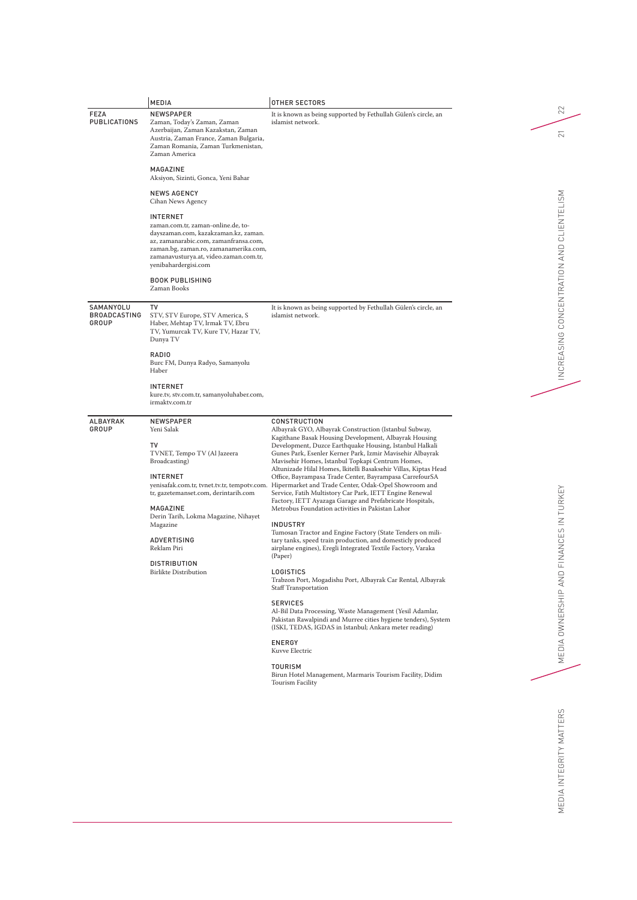| | MEDIA | OTHER SECTORS |
|---|---|---|
| FEZA PUBLICATIONS | NEWSPAPER<br>Zaman, Today's Zaman, Zaman Azerbaijan, Zaman Kazakstan, Zaman Austria, Zaman France, Zaman Bulgaria, Zaman Romania, Zaman Turkmenistan, Zaman America<br><br>MAGAZINE<br>Aksiyon, Sizinti, Gonca, Yeni Bahar<br><br>NEWS AGENCY<br>Cihan News Agency<br><br>INTERNET<br>zaman.com.tr, zaman-online.de, todayszaman.com, kazakzaman.kz, zaman.az, zamanarabic.com, zamanfransa.com, zaman.bg, zaman.ro, zamanamerika.com, zamanavusturya.at, video.zaman.com.tr, yenibahardergisi.com<br><br>BOOK PUBLISHING<br>Zaman Books | It is known as being supported by Fethullah Gülen's circle, an islamist network. |
| SAMANYOLU BROADCASTING GROUP | TV<br>STV, STV Europe, STV America, S Haber, Mehtap TV, Irmak TV, Ebru TV, Yumurcak TV, Kure TV, Hazar TV, Dunya TV<br><br>RADIO<br>Burc FM, Dunya Radyo, Samanyolu Haber<br><br>INTERNET<br>kure.tv, stv.com.tr, samanyoluhaber.com, irmaktv.com.tr | It is known as being supported by Fethullah Gülen's circle, an islamist network. |
| ALBAYRAK GROUP | NEWSPAPER<br>Yeni Salak<br><br>TV<br>TVNET, Tempo TV (Al Jazeera Broadcasting)<br><br>INTERNET<br>yenisafak.com.tr, tvnet.tv.tr, tempotv.com.tr, gazetemanset.com, derintarih.com<br><br>MAGAZINE<br>Derin Tarih, Lokma Magazine, Nihayet Magazine<br><br>ADVERTISING<br>Reklam Piri<br><br>DISTRIBUTION<br>Birlikte Distribution | CONSTRUCTION<br>Albayrak GYO, Albayrak Construction (Istanbul Subway, Kagithane Basak Housing Development, Albayrak Housing Development, Duzce Earthquake Housing, Istanbul Halkali Gunes Park, Esenler Kerner Park, Izmir Mavisehir Albayrak Mavisehir Homes, Istanbul Topkapi Centrum Homes, Altunizade Hilal Homes, Ikitelli Basaksehir Villas, Kiptas Head Office, Bayrampasa Trade Center, Bayrampasa CarrefourSA Hipermarket and Trade Center, Odak-Opel Showroom and Service, Fatih Multistory Car Park, IETT Engine Renewal Factory, IETT Ayazaga Garage and Prefabricate Hospitals, Metrobus Foundation activities in Pakistan Lahor<br><br>INDUSTRY<br>Tumosan Tractor and Engine Factory (State Tenders on military tanks, speed train production, and domesticly produced airplane engines), Eregli Integrated Textile Factory, Varaka (Paper)<br><br>LOGISTICS<br>Trabzon Port, Mogadishu Port, Albayrak Car Rental, Albayrak Staff Transportation<br><br>SERVICES<br>Al-Bil Data Processing, Waste Management (Yesil Adamlar, Pakistan Rawalpindi and Murree cities hygiene tenders), System (ISKI, TEDAS, IGDAS in Istanbul; Ankara meter reading)<br><br>ENERGY<br>Kuvve Electric<br><br>TOURISM<br>Birun Hotel Management, Marmaris Tourism Facility, Didim Tourism Facility |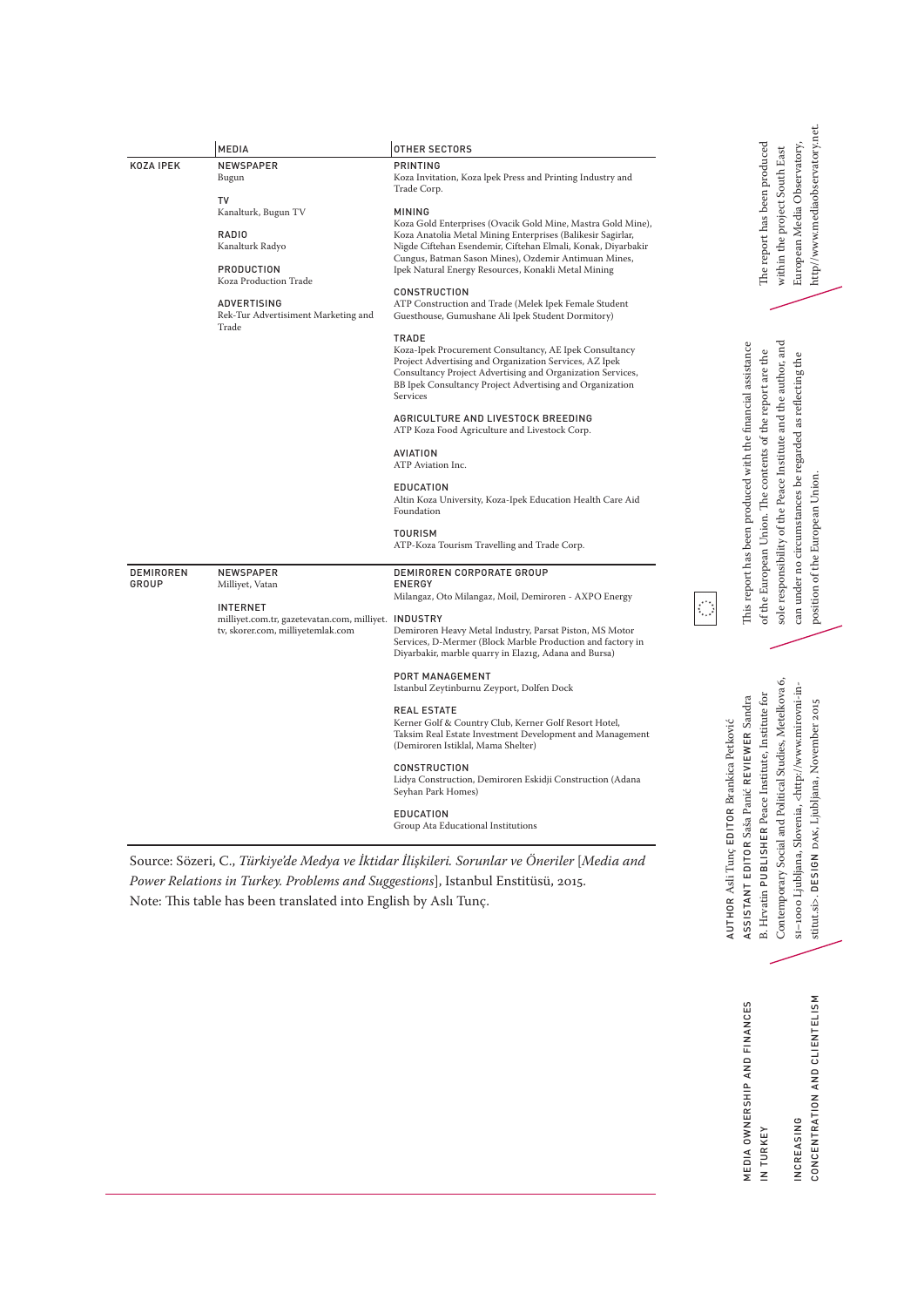| | MEDIA | OTHER SECTORS |
|---|---|---|
| KOZA IPEK | NEWSPAPER<br>Bugun<br><br>TV<br>Kanalturk, Bugun TV<br><br>RADIO<br>Kanalturk Radyo<br><br>PRODUCTION<br>Koza Production Trade<br><br>ADVERTISING<br>Rek-Tur Advertisiment Marketing and Trade | PRINTING<br>Koza Invitation, Koza Ipek Press and Printing Industry and Trade Corp.<br><br>MINING<br>Koza Gold Enterprises (Ovacik Gold Mine, Mastra Gold Mine), Koza Anatolia Metal Mining Enterprises (Balikesir Sagirlar, Nigde Ciftehan Esendemir, Ciftehan Elmali, Konak, Diyarbakir Cungus, Batman Sason Mines), Ozdemir Antimuan Mines, Ipek Natural Energy Resources, Konakli Metal Mining<br><br>CONSTRUCTION<br>ATP Construction and Trade (Melek Ipek Female Student Guesthouse, Gumushane Ali Ipek Student Dormitory)<br><br>TRADE<br>Koza-Ipek Procurement Consultancy, AE Ipek Consultancy Project Advertising and Organization Services, AZ Ipek Consultancy Project Advertising and Organization Services, BB Ipek Consultancy Project Advertising and Organization Services<br><br>AGRICULTURE AND LIVESTOCK BREEDING<br>ATP Koza Food Agriculture and Livestock Corp.<br><br>AVIATION<br>ATP Aviation Inc.<br><br>EDUCATION<br>Altin Koza University, Koza-Ipek Education Health Care Aid Foundation<br><br>TOURISM<br>ATP-Koza Tourism Travelling and Trade Corp. |
| DEMIROREN GROUP | NEWSPAPER<br>Milliyet, Vatan<br><br>INTERNET<br>milliyet.com.tr, gazetevatan.com, milliyet.tv, skorer.com, milliyetemlak.com | DEMIROREN CORPORATE GROUP<br>ENERGY<br>Milangaz, Oto Milangaz, Moil, Demiroren - AXPO Energy<br><br>INDUSTRY<br>Demiroren Heavy Metal Industry, Parsat Piston, MS Motor Services, D-Mermer (Block Marble Production and factory in Diyarbakir, marble quarry in Elazıg, Adana and Bursa)<br><br>PORT MANAGEMENT<br>Istanbul Zeytinburnu Zeyport, Dolfen Dock<br><br>REAL ESTATE<br>Kerner Golf & Country Club, Kerner Golf Resort Hotel, Taksim Real Estate Investment Development and Management (Demiroren Istiklal, Mama Shelter)<br><br>CONSTRUCTION<br>Lidya Construction, Demiroren Eskidji Construction (Adana Seyhan Park Homes)<br><br>EDUCATION<br>Group Ata Educational Institutions |

Source: Sözeri, C., *Türkiye'de Medya ve İktidar İlişkileri. Sorunlar ve Öneriler* [*Media and Power Relations in Turkey. Problems and Suggestions*], Istanbul Enstitüsü, 2015.
Note: This table has been translated into English by Aslı Tunç.

MEDIA OWNERSHIP AND FINANCES IN TURKEY

INCREASING CONCENTRATION AND CLIENTELISM

AUTHOR Aslı Tunç EDITOR Brankica Petković ASSISTANT EDITOR Saša Panić REVIEWER Sandra B. Hrvatin PUBLISHER Peace Institute, Institute for Contemporary Social and Political Studies, Metelkova 6, SI–1000 Ljubljana, Slovenia, <http://www.mirovni-institut.si>. DESIGN DAK, Ljubljana, November 2015

This report has been produced with the financial assistance of the European Union. The contents of the report are the sole responsibility of the Peace Institute and the author, and can under no circumstances be regarded as reflecting the position of the European Union.

The report has been produced within the project South East European Media Observatory, http://www.mediaobservatory.net.